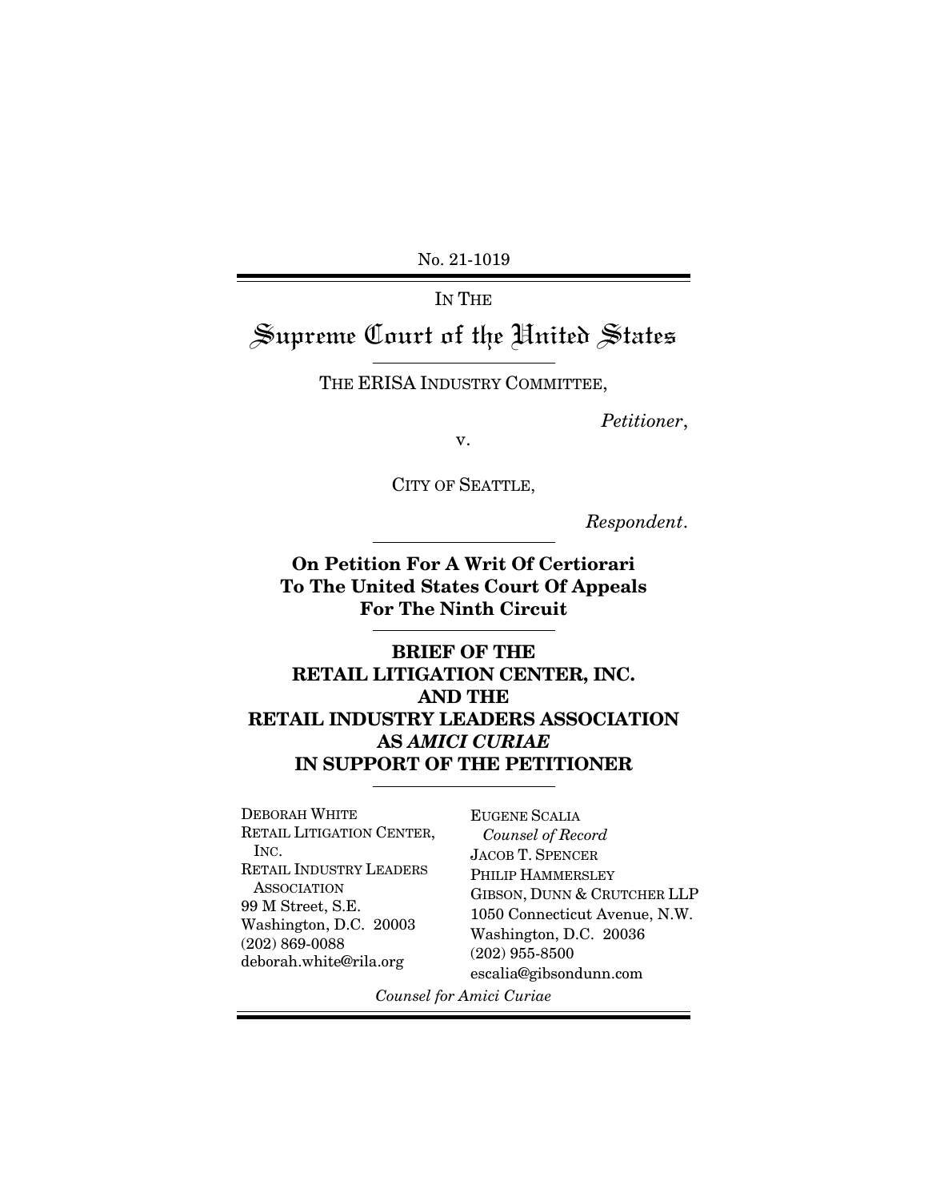No. 21-1019

IN THE

# Supreme Court of the United States

THE ERISA INDUSTRY COMMITTEE,

*Petitioner*,

v.

CITY OF SEATTLE,

*Respondent*.

**On Petition For A Writ Of Certiorari To The United States Court Of Appeals For The Ninth Circuit**

**BRIEF OF THE RETAIL LITIGATION CENTER, INC. AND THE RETAIL INDUSTRY LEADERS ASSOCIATION AS *AMICI CURIAE* IN SUPPORT OF THE PETITIONER**

DEBORAH WHITE
RETAIL LITIGATION CENTER, INC.
RETAIL INDUSTRY LEADERS ASSOCIATION
99 M Street, S.E.
Washington, D.C. 20003
(202) 869-0088
deborah.white@rila.org

EUGENE SCALIA
*Counsel of Record*
JACOB T. SPENCER
PHILIP HAMMERSLEY
GIBSON, DUNN & CRUTCHER LLP
1050 Connecticut Avenue, N.W.
Washington, D.C. 20036
(202) 955-8500
escalia@gibsondunn.com

*Counsel for Amici Curiae*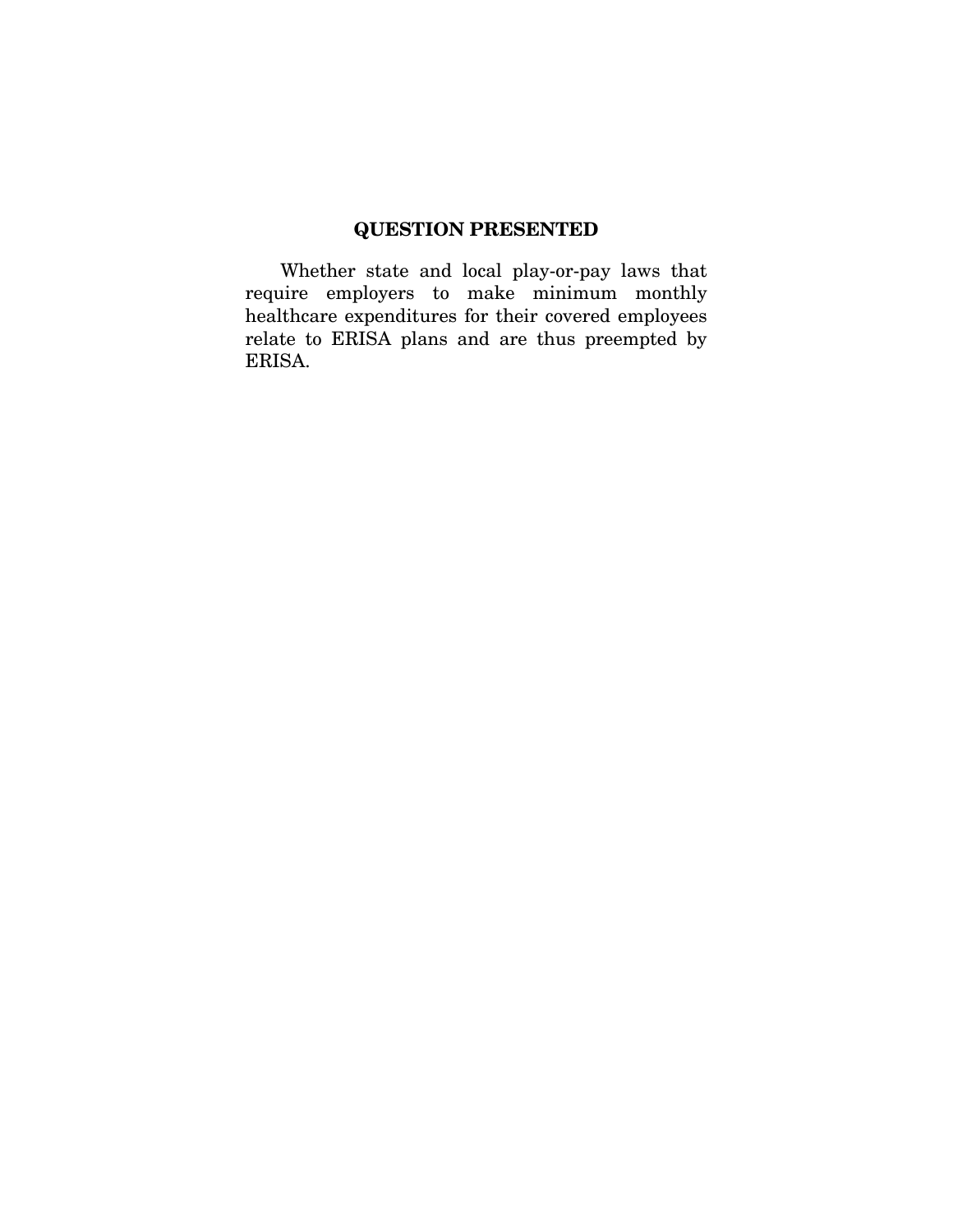## QUESTION PRESENTED

Whether state and local play-or-pay laws that require employers to make minimum monthly healthcare expenditures for their covered employees relate to ERISA plans and are thus preempted by ERISA.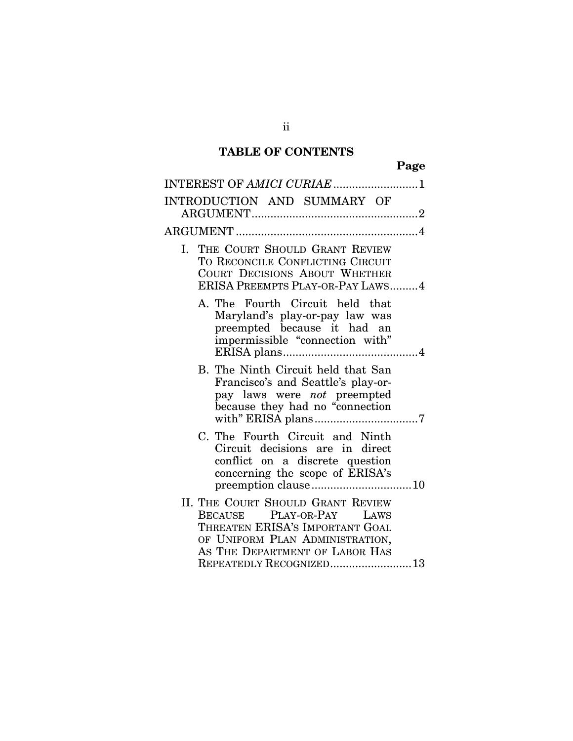## TABLE OF CONTENTS

| | Page |
|---|---|
| INTEREST OF *AMICI CURIAE* | 1 |
| INTRODUCTION AND SUMMARY OF ARGUMENT | 2 |
| ARGUMENT | 4 |
| I. THE COURT SHOULD GRANT REVIEW TO RECONCILE CONFLICTING CIRCUIT COURT DECISIONS ABOUT WHETHER ERISA PREEMPTS PLAY-OR-PAY LAWS | 4 |
| A. The Fourth Circuit held that Maryland's play-or-pay law was preempted because it had an impermissible "connection with" ERISA plans | 4 |
| B. The Ninth Circuit held that San Francisco's and Seattle's play-or-pay laws were *not* preempted because they had no "connection with" ERISA plans | 7 |
| C. The Fourth Circuit and Ninth Circuit decisions are in direct conflict on a discrete question concerning the scope of ERISA's preemption clause | 10 |
| II. THE COURT SHOULD GRANT REVIEW BECAUSE PLAY-OR-PAY LAWS THREATEN ERISA'S IMPORTANT GOAL OF UNIFORM PLAN ADMINISTRATION, AS THE DEPARTMENT OF LABOR HAS REPEATEDLY RECOGNIZED | 13 |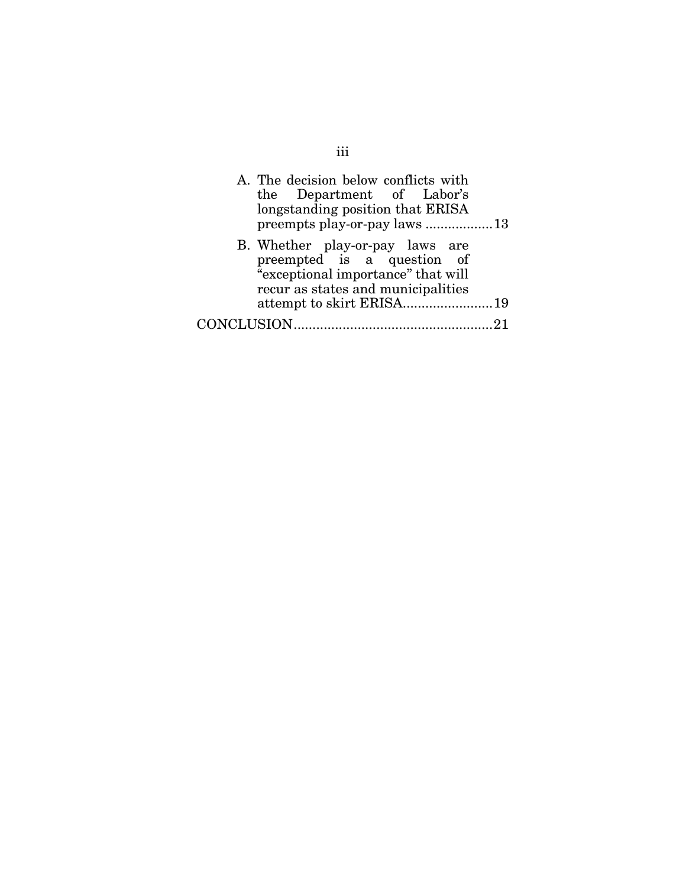A. The decision below conflicts with the Department of Labor's longstanding position that ERISA preempts play-or-pay laws .................. 13

B. Whether play-or-pay laws are preempted is a question of "exceptional importance" that will recur as states and municipalities attempt to skirt ERISA........................ 19

CONCLUSION..................................................... 21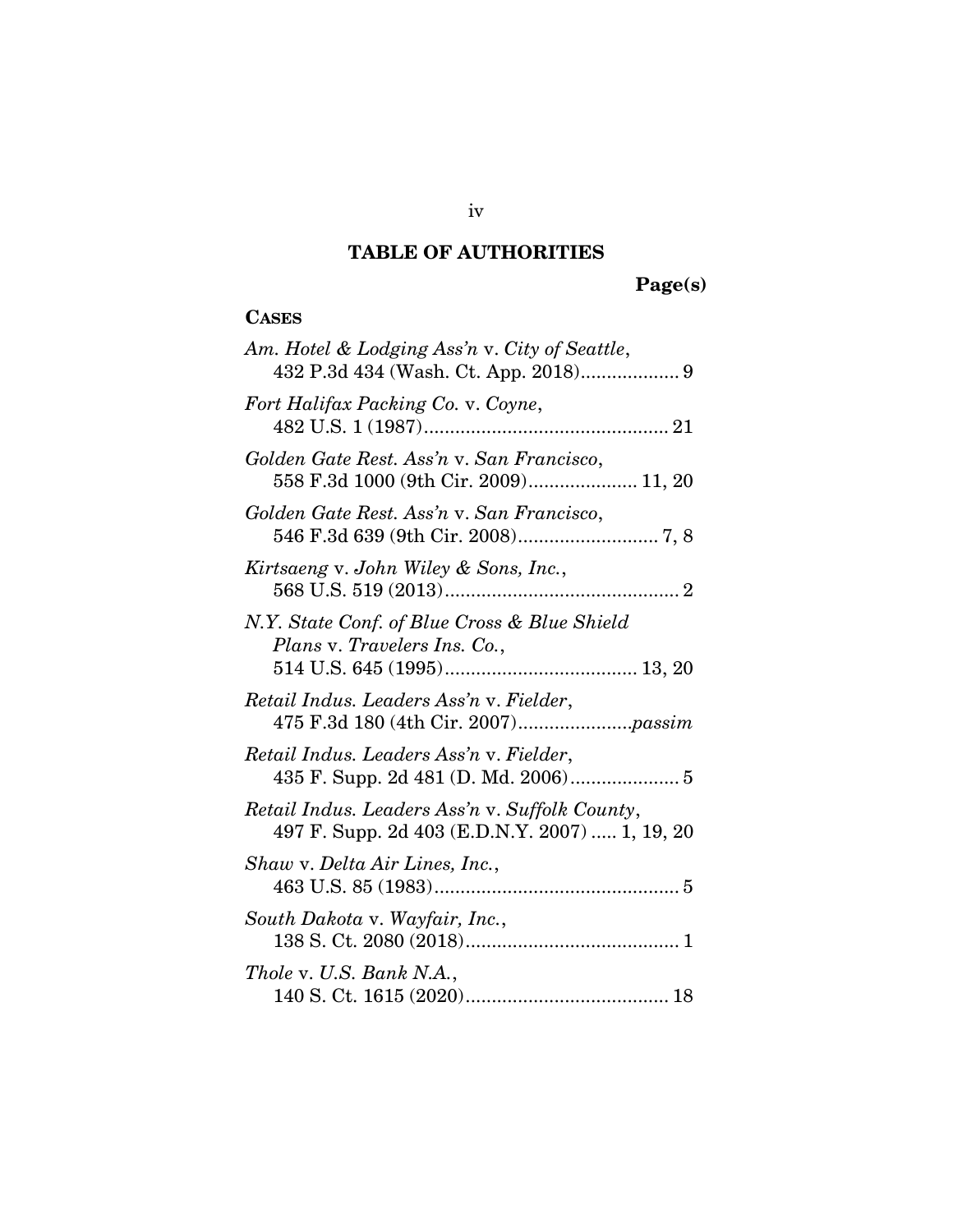# TABLE OF AUTHORITIES

**Page(s)**

**CASES**

*Am. Hotel & Lodging Ass'n* v. *City of Seattle*, 432 P.3d 434 (Wash. Ct. App. 2018) .................. 9

*Fort Halifax Packing Co.* v. *Coyne*, 482 U.S. 1 (1987) ............................................... 21

*Golden Gate Rest. Ass'n* v. *San Francisco*, 558 F.3d 1000 (9th Cir. 2009) ..................... 11, 20

*Golden Gate Rest. Ass'n* v. *San Francisco*, 546 F.3d 639 (9th Cir. 2008) ........................... 7, 8

*Kirtsaeng* v. *John Wiley & Sons, Inc.*, 568 U.S. 519 (2013) ............................................. 2

*N.Y. State Conf. of Blue Cross & Blue Shield Plans* v. *Travelers Ins. Co.*, 514 U.S. 645 (1995) ..................................... 13, 20

*Retail Indus. Leaders Ass'n* v. *Fielder*, 475 F.3d 180 (4th Cir. 2007) ...................... *passim*

*Retail Indus. Leaders Ass'n* v. *Fielder*, 435 F. Supp. 2d 481 (D. Md. 2006) ..................... 5

*Retail Indus. Leaders Ass'n* v. *Suffolk County*, 497 F. Supp. 2d 403 (E.D.N.Y. 2007) ..... 1, 19, 20

*Shaw* v. *Delta Air Lines, Inc.*, 463 U.S. 85 (1983) ............................................... 5

*South Dakota* v. *Wayfair, Inc.*, 138 S. Ct. 2080 (2018) ......................................... 1

*Thole* v. *U.S. Bank N.A.*, 140 S. Ct. 1615 (2020) ....................................... 18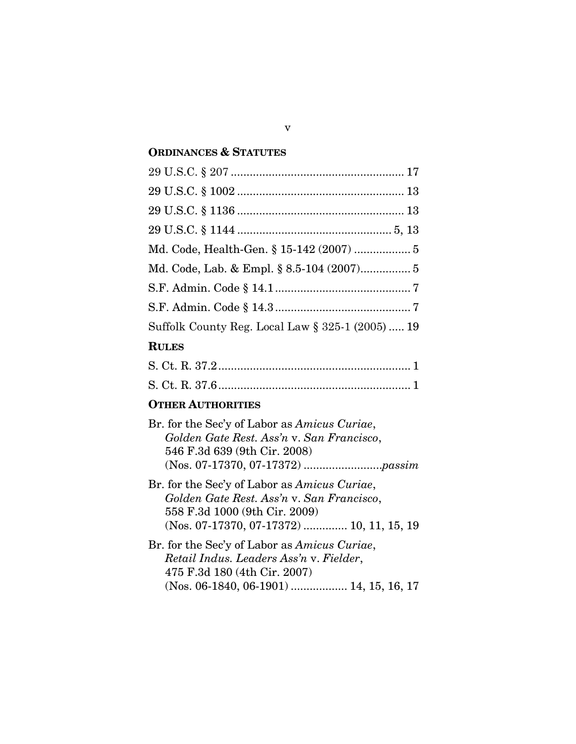## ORDINANCES & STATUTES

29 U.S.C. § 207 ........................................................ 17

29 U.S.C. § 1002 ...................................................... 13

29 U.S.C. § 1136 ...................................................... 13

29 U.S.C. § 1144 .................................................. 5, 13

Md. Code, Health-Gen. § 15-142 (2007) .................. 5

Md. Code, Lab. & Empl. § 8.5-104 (2007)................ 5

S.F. Admin. Code § 14.1 ............................................ 7

S.F. Admin. Code § 14.3 ............................................ 7

Suffolk County Reg. Local Law § 325-1 (2005) ..... 19

## RULES

S. Ct. R. 37.2 .............................................................. 1

S. Ct. R. 37.6 .............................................................. 1

## OTHER AUTHORITIES

Br. for the Sec'y of Labor as *Amicus Curiae*, *Golden Gate Rest. Ass'n* v. *San Francisco*, 546 F.3d 639 (9th Cir. 2008) (Nos. 07-17370, 07-17372) .........................*passim*

Br. for the Sec'y of Labor as *Amicus Curiae*, *Golden Gate Rest. Ass'n* v. *San Francisco*, 558 F.3d 1000 (9th Cir. 2009) (Nos. 07-17370, 07-17372) ............. 10, 11, 15, 19

Br. for the Sec'y of Labor as *Amicus Curiae*, *Retail Indus. Leaders Ass'n* v. *Fielder*, 475 F.3d 180 (4th Cir. 2007) (Nos. 06-1840, 06-1901) .................. 14, 15, 16, 17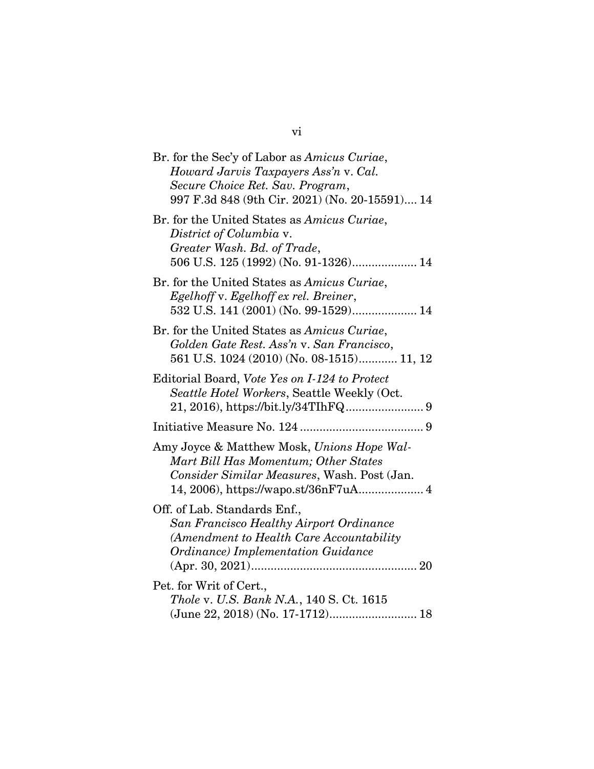Br. for the Sec'y of Labor as *Amicus Curiae*, *Howard Jarvis Taxpayers Ass'n* v. *Cal. Secure Choice Ret. Sav. Program*, 997 F.3d 848 (9th Cir. 2021) (No. 20-15591).... 14

Br. for the United States as *Amicus Curiae*, *District of Columbia* v. *Greater Wash. Bd. of Trade*, 506 U.S. 125 (1992) (No. 91-1326).................... 14

Br. for the United States as *Amicus Curiae*, *Egelhoff* v. *Egelhoff ex rel. Breiner*, 532 U.S. 141 (2001) (No. 99-1529).................... 14

Br. for the United States as *Amicus Curiae*, *Golden Gate Rest. Ass'n* v. *San Francisco*, 561 U.S. 1024 (2010) (No. 08-1515)............ 11, 12

Editorial Board, *Vote Yes on I-124 to Protect Seattle Hotel Workers*, Seattle Weekly (Oct. 21, 2016), https://bit.ly/34TIhFQ........................ 9

Initiative Measure No. 124 ...................................... 9

Amy Joyce & Matthew Mosk, *Unions Hope Wal-Mart Bill Has Momentum; Other States Consider Similar Measures*, Wash. Post (Jan. 14, 2006), https://wapo.st/36nF7uA.................... 4

Off. of Lab. Standards Enf., *San Francisco Healthy Airport Ordinance (Amendment to Health Care Accountability Ordinance) Implementation Guidance* (Apr. 30, 2021)................................................... 20

Pet. for Writ of Cert., *Thole* v. *U.S. Bank N.A.*, 140 S. Ct. 1615 (June 22, 2018) (No. 17-1712)........................... 18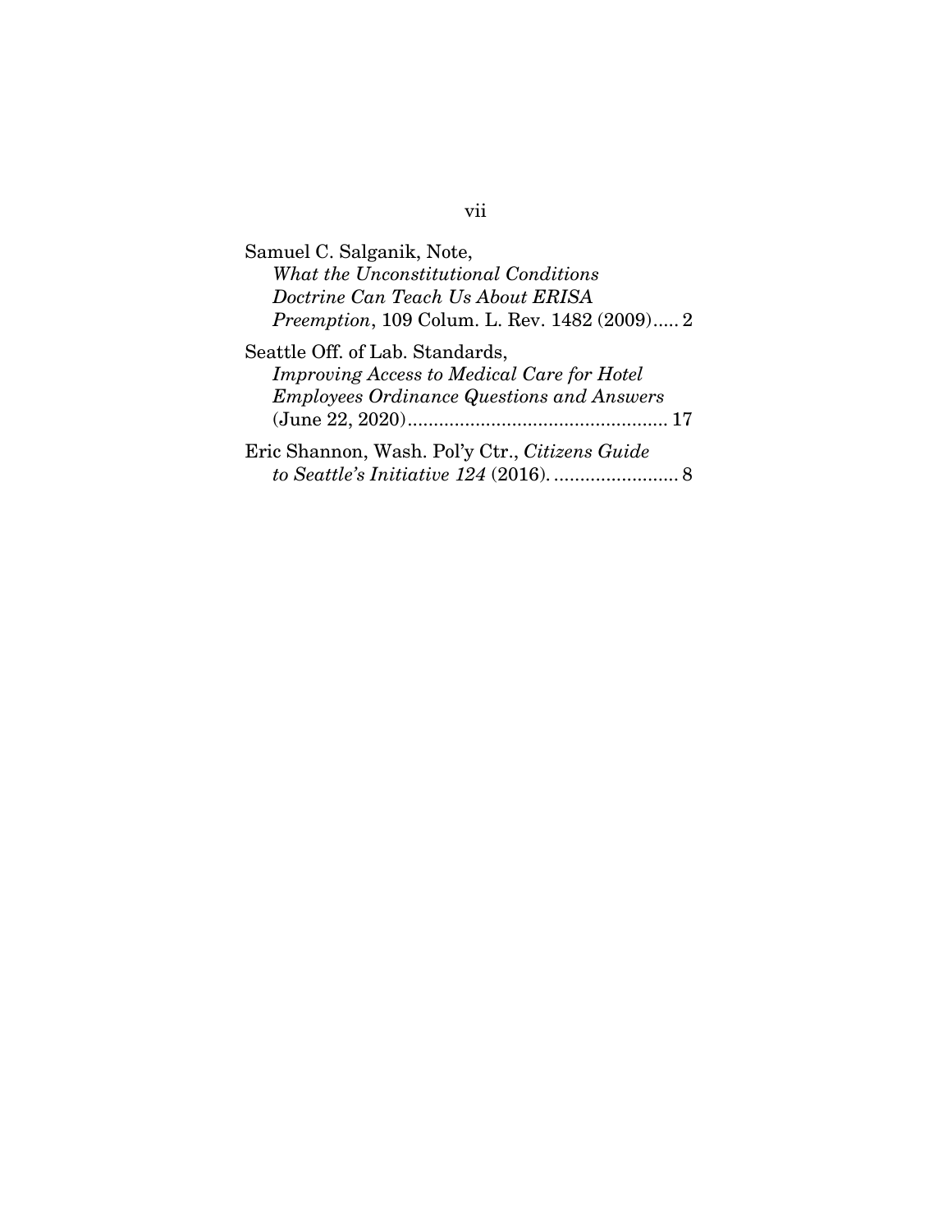Samuel C. Salganik, Note, *What the Unconstitutional Conditions Doctrine Can Teach Us About ERISA Preemption*, 109 Colum. L. Rev. 1482 (2009)..... 2

Seattle Off. of Lab. Standards, *Improving Access to Medical Care for Hotel Employees Ordinance Questions and Answers* (June 22, 2020).................................................. 17

Eric Shannon, Wash. Pol'y Ctr., *Citizens Guide to Seattle's Initiative 124* (2016). ....................... 8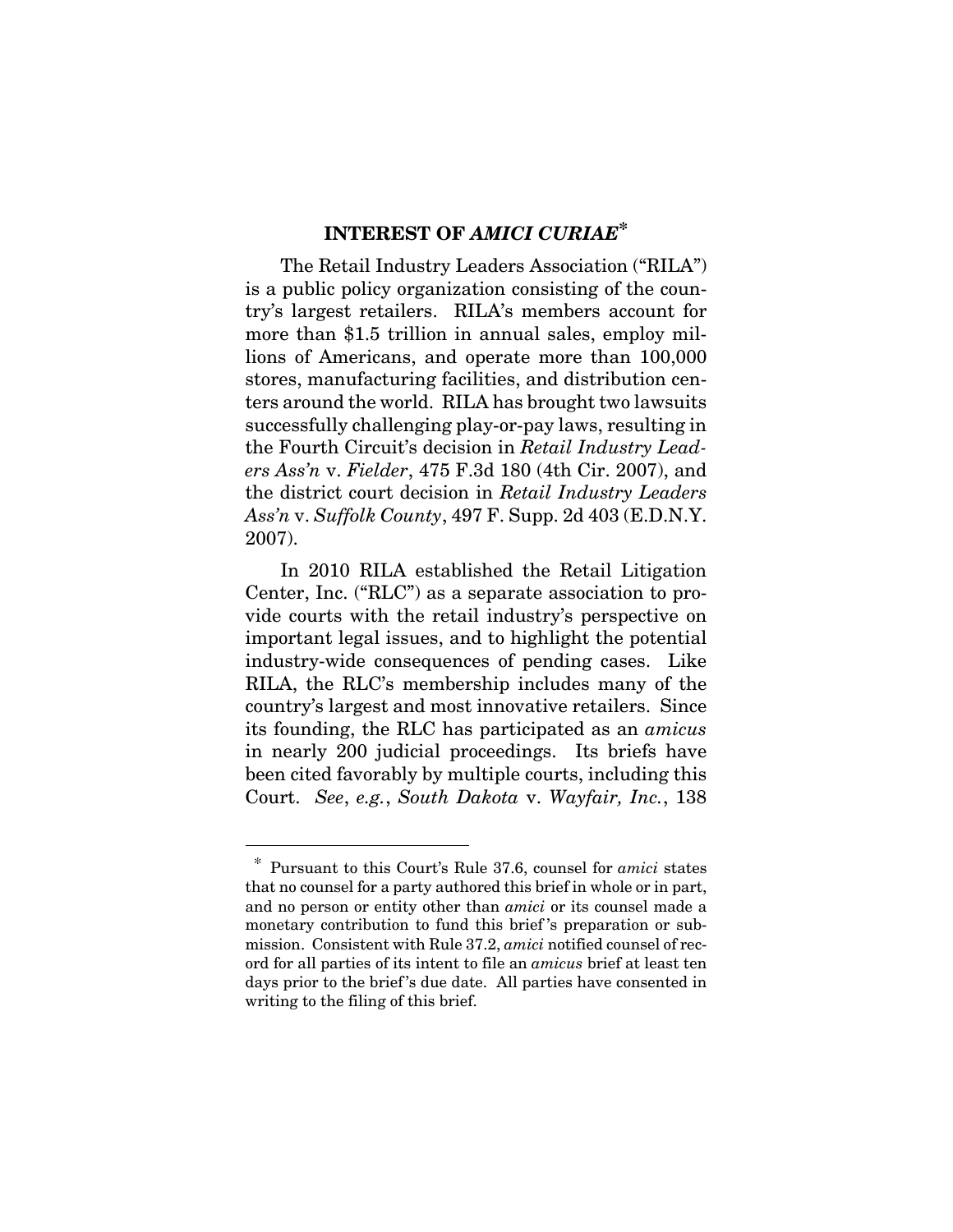## INTEREST OF *AMICI CURIAE*[*]

The Retail Industry Leaders Association ("RILA") is a public policy organization consisting of the country's largest retailers. RILA's members account for more than $1.5 trillion in annual sales, employ millions of Americans, and operate more than 100,000 stores, manufacturing facilities, and distribution centers around the world. RILA has brought two lawsuits successfully challenging play-or-pay laws, resulting in the Fourth Circuit's decision in *Retail Industry Leaders Ass'n* v. *Fielder*, 475 F.3d 180 (4th Cir. 2007), and the district court decision in *Retail Industry Leaders Ass'n* v. *Suffolk County*, 497 F. Supp. 2d 403 (E.D.N.Y. 2007).

In 2010 RILA established the Retail Litigation Center, Inc. ("RLC") as a separate association to provide courts with the retail industry's perspective on important legal issues, and to highlight the potential industry-wide consequences of pending cases. Like RILA, the RLC's membership includes many of the country's largest and most innovative retailers. Since its founding, the RLC has participated as an *amicus* in nearly 200 judicial proceedings. Its briefs have been cited favorably by multiple courts, including this Court. *See*, *e.g.*, *South Dakota* v. *Wayfair, Inc.*, 138

[*] Pursuant to this Court's Rule 37.6, counsel for *amici* states that no counsel for a party authored this brief in whole or in part, and no person or entity other than *amici* or its counsel made a monetary contribution to fund this brief's preparation or submission. Consistent with Rule 37.2, *amici* notified counsel of record for all parties of its intent to file an *amicus* brief at least ten days prior to the brief's due date. All parties have consented in writing to the filing of this brief.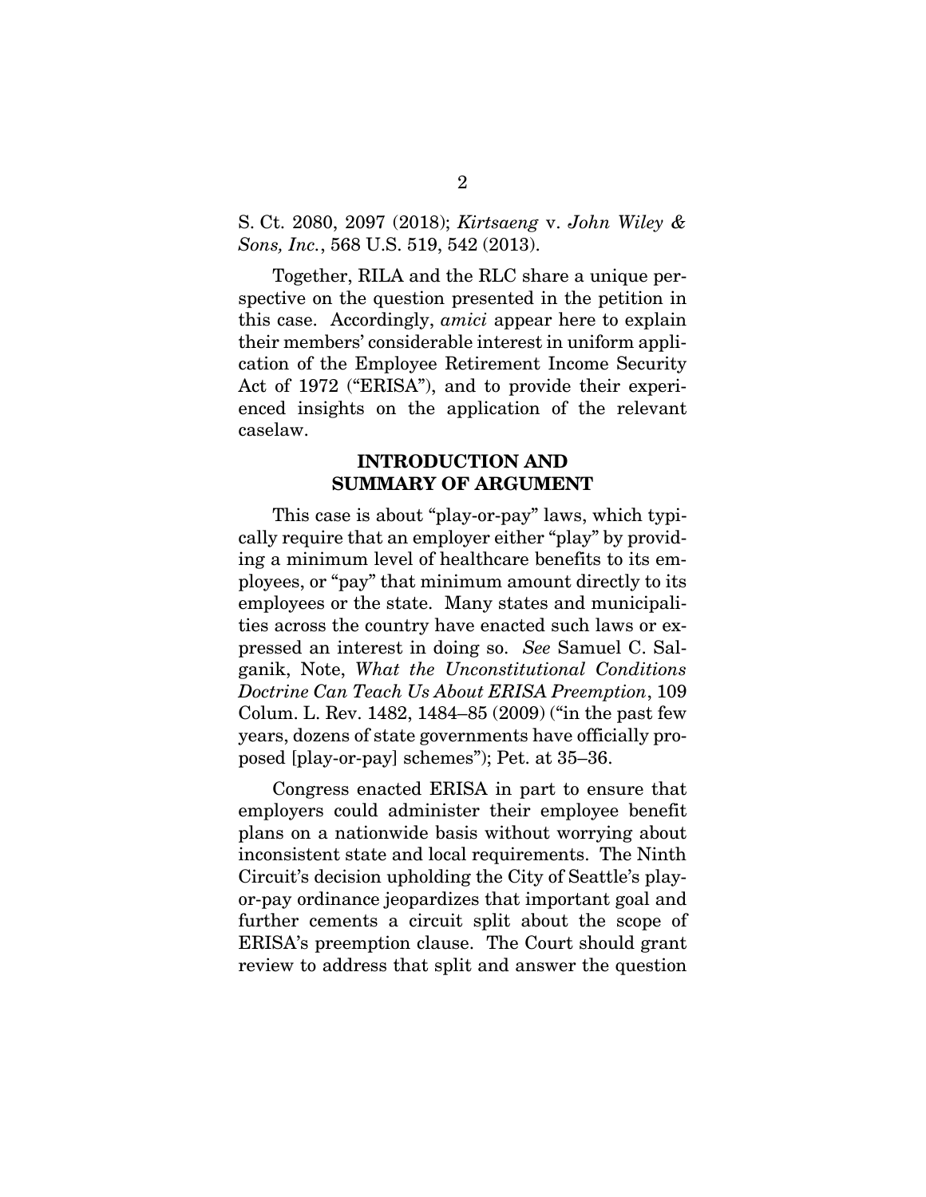S. Ct. 2080, 2097 (2018); *Kirtsaeng* v. *John Wiley & Sons, Inc.*, 568 U.S. 519, 542 (2013).

Together, RILA and the RLC share a unique perspective on the question presented in the petition in this case. Accordingly, *amici* appear here to explain their members' considerable interest in uniform application of the Employee Retirement Income Security Act of 1972 ("ERISA"), and to provide their experienced insights on the application of the relevant caselaw.

## INTRODUCTION AND SUMMARY OF ARGUMENT

This case is about "play-or-pay" laws, which typically require that an employer either "play" by providing a minimum level of healthcare benefits to its employees, or "pay" that minimum amount directly to its employees or the state. Many states and municipalities across the country have enacted such laws or expressed an interest in doing so. *See* Samuel C. Salganik, Note, *What the Unconstitutional Conditions Doctrine Can Teach Us About ERISA Preemption*, 109 Colum. L. Rev. 1482, 1484–85 (2009) ("in the past few years, dozens of state governments have officially proposed [play-or-pay] schemes"); Pet. at 35–36.

Congress enacted ERISA in part to ensure that employers could administer their employee benefit plans on a nationwide basis without worrying about inconsistent state and local requirements. The Ninth Circuit's decision upholding the City of Seattle's play-or-pay ordinance jeopardizes that important goal and further cements a circuit split about the scope of ERISA's preemption clause. The Court should grant review to address that split and answer the question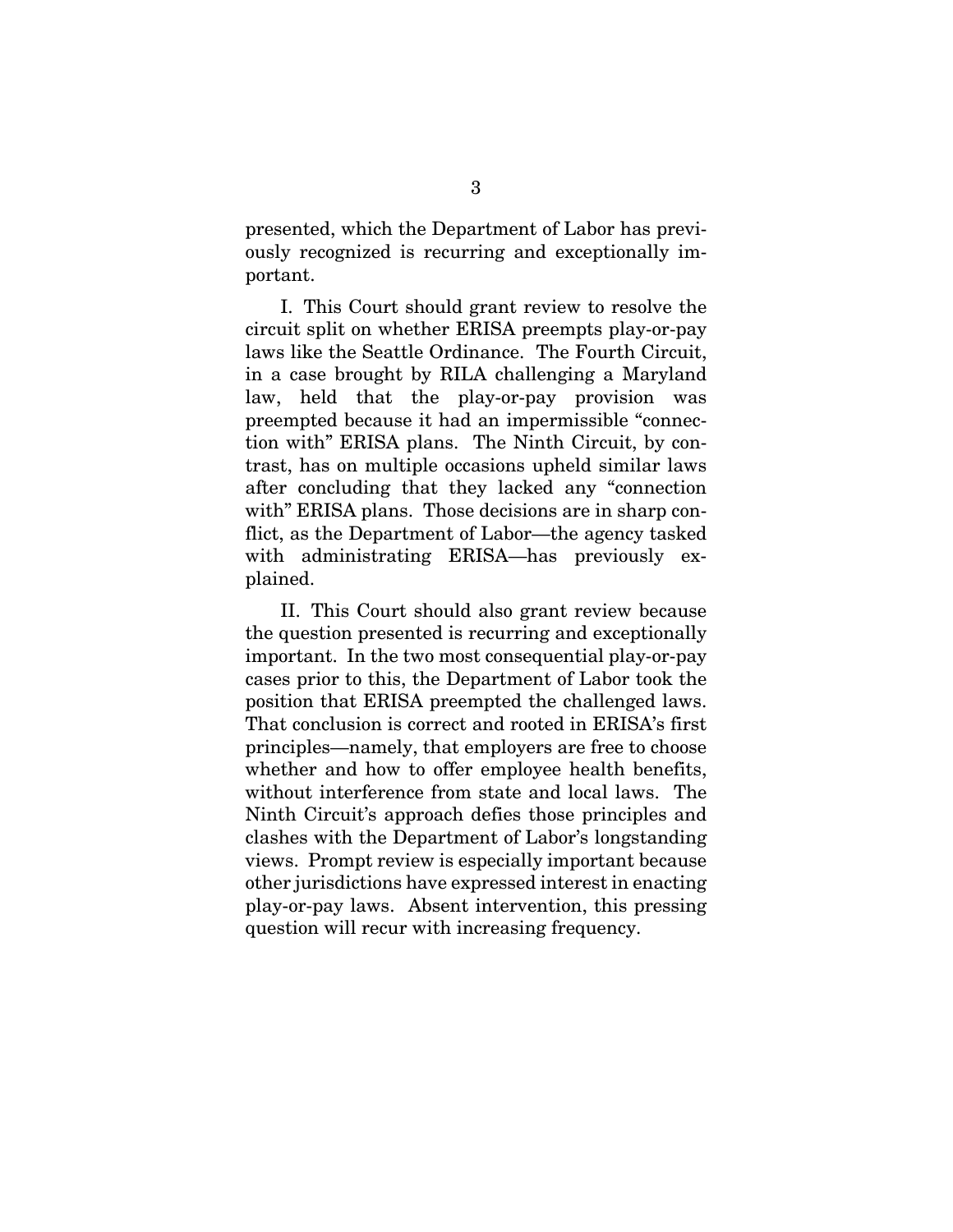presented, which the Department of Labor has previously recognized is recurring and exceptionally important.

I. This Court should grant review to resolve the circuit split on whether ERISA preempts play-or-pay laws like the Seattle Ordinance. The Fourth Circuit, in a case brought by RILA challenging a Maryland law, held that the play-or-pay provision was preempted because it had an impermissible "connection with" ERISA plans. The Ninth Circuit, by contrast, has on multiple occasions upheld similar laws after concluding that they lacked any "connection with" ERISA plans. Those decisions are in sharp conflict, as the Department of Labor—the agency tasked with administrating ERISA—has previously explained.

II. This Court should also grant review because the question presented is recurring and exceptionally important. In the two most consequential play-or-pay cases prior to this, the Department of Labor took the position that ERISA preempted the challenged laws. That conclusion is correct and rooted in ERISA's first principles—namely, that employers are free to choose whether and how to offer employee health benefits, without interference from state and local laws. The Ninth Circuit's approach defies those principles and clashes with the Department of Labor's longstanding views. Prompt review is especially important because other jurisdictions have expressed interest in enacting play-or-pay laws. Absent intervention, this pressing question will recur with increasing frequency.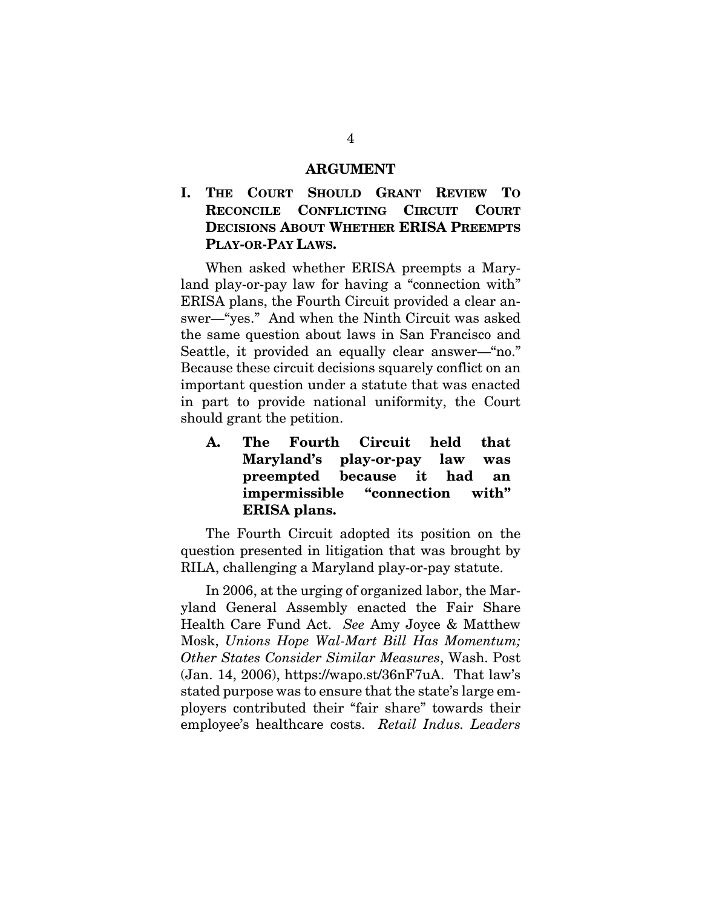# ARGUMENT

## I. THE COURT SHOULD GRANT REVIEW TO RECONCILE CONFLICTING CIRCUIT COURT DECISIONS ABOUT WHETHER ERISA PREEMPTS PLAY-OR-PAY LAWS.

When asked whether ERISA preempts a Maryland play-or-pay law for having a "connection with" ERISA plans, the Fourth Circuit provided a clear answer—"yes." And when the Ninth Circuit was asked the same question about laws in San Francisco and Seattle, it provided an equally clear answer—"no." Because these circuit decisions squarely conflict on an important question under a statute that was enacted in part to provide national uniformity, the Court should grant the petition.

### A. The Fourth Circuit held that Maryland's play-or-pay law was preempted because it had an impermissible "connection with" ERISA plans.

The Fourth Circuit adopted its position on the question presented in litigation that was brought by RILA, challenging a Maryland play-or-pay statute.

In 2006, at the urging of organized labor, the Maryland General Assembly enacted the Fair Share Health Care Fund Act. *See* Amy Joyce & Matthew Mosk, *Unions Hope Wal-Mart Bill Has Momentum; Other States Consider Similar Measures*, Wash. Post (Jan. 14, 2006), https://wapo.st/36nF7uA. That law's stated purpose was to ensure that the state's large employers contributed their "fair share" towards their employee's healthcare costs. *Retail Indus. Leaders*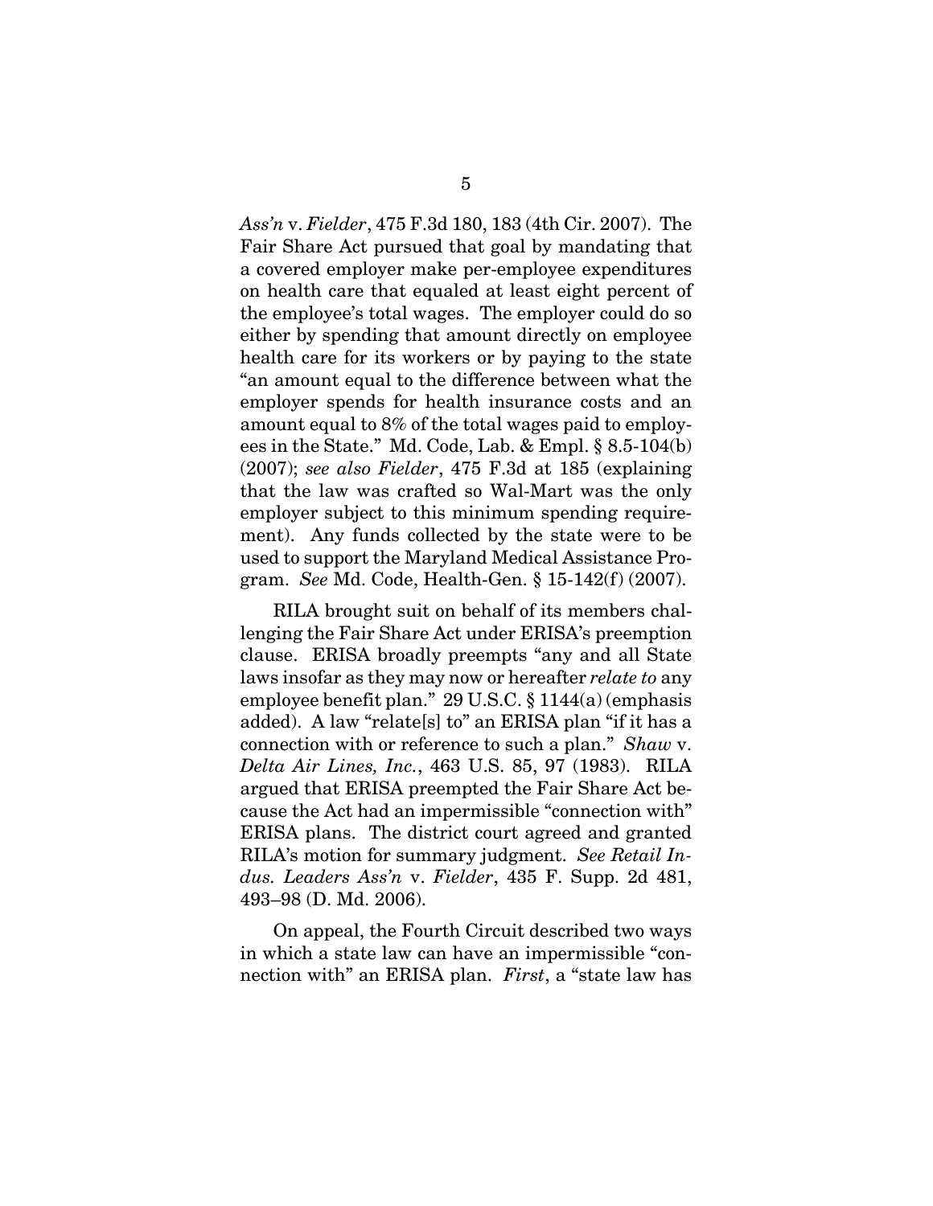*Ass'n* v. *Fielder*, 475 F.3d 180, 183 (4th Cir. 2007). The Fair Share Act pursued that goal by mandating that a covered employer make per-employee expenditures on health care that equaled at least eight percent of the employee's total wages. The employer could do so either by spending that amount directly on employee health care for its workers or by paying to the state "an amount equal to the difference between what the employer spends for health insurance costs and an amount equal to 8% of the total wages paid to employees in the State." Md. Code, Lab. & Empl. § 8.5-104(b) (2007); *see also Fielder*, 475 F.3d at 185 (explaining that the law was crafted so Wal-Mart was the only employer subject to this minimum spending requirement). Any funds collected by the state were to be used to support the Maryland Medical Assistance Program. *See* Md. Code, Health-Gen. § 15-142(f) (2007).

RILA brought suit on behalf of its members challenging the Fair Share Act under ERISA's preemption clause. ERISA broadly preempts "any and all State laws insofar as they may now or hereafter *relate to* any employee benefit plan." 29 U.S.C. § 1144(a) (emphasis added). A law "relate[s] to" an ERISA plan "if it has a connection with or reference to such a plan." *Shaw* v. *Delta Air Lines, Inc.*, 463 U.S. 85, 97 (1983). RILA argued that ERISA preempted the Fair Share Act because the Act had an impermissible "connection with" ERISA plans. The district court agreed and granted RILA's motion for summary judgment. *See Retail Indus. Leaders Ass'n* v. *Fielder*, 435 F. Supp. 2d 481, 493–98 (D. Md. 2006).

On appeal, the Fourth Circuit described two ways in which a state law can have an impermissible "connection with" an ERISA plan. *First*, a "state law has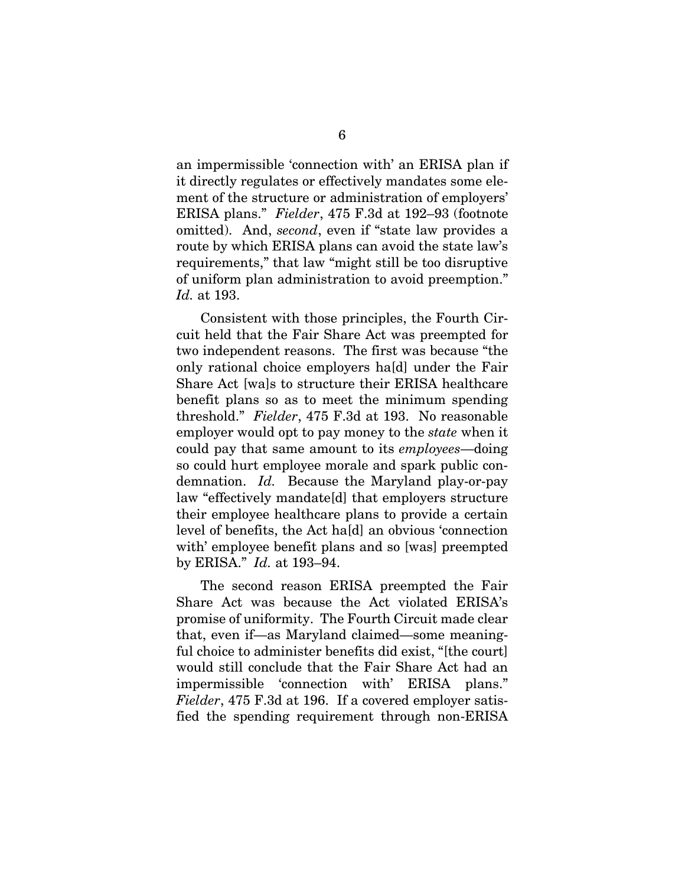an impermissible 'connection with' an ERISA plan if it directly regulates or effectively mandates some element of the structure or administration of employers' ERISA plans." *Fielder*, 475 F.3d at 192–93 (footnote omitted). And, *second*, even if "state law provides a route by which ERISA plans can avoid the state law's requirements," that law "might still be too disruptive of uniform plan administration to avoid preemption." *Id.* at 193.

Consistent with those principles, the Fourth Circuit held that the Fair Share Act was preempted for two independent reasons. The first was because "the only rational choice employers ha[d] under the Fair Share Act [wa]s to structure their ERISA healthcare benefit plans so as to meet the minimum spending threshold." *Fielder*, 475 F.3d at 193. No reasonable employer would opt to pay money to the *state* when it could pay that same amount to its *employees*—doing so could hurt employee morale and spark public condemnation. *Id.* Because the Maryland play-or-pay law "effectively mandate[d] that employers structure their employee healthcare plans to provide a certain level of benefits, the Act ha[d] an obvious 'connection with' employee benefit plans and so [was] preempted by ERISA." *Id.* at 193–94.

The second reason ERISA preempted the Fair Share Act was because the Act violated ERISA's promise of uniformity. The Fourth Circuit made clear that, even if—as Maryland claimed—some meaningful choice to administer benefits did exist, "[the court] would still conclude that the Fair Share Act had an impermissible 'connection with' ERISA plans." *Fielder*, 475 F.3d at 196. If a covered employer satisfied the spending requirement through non-ERISA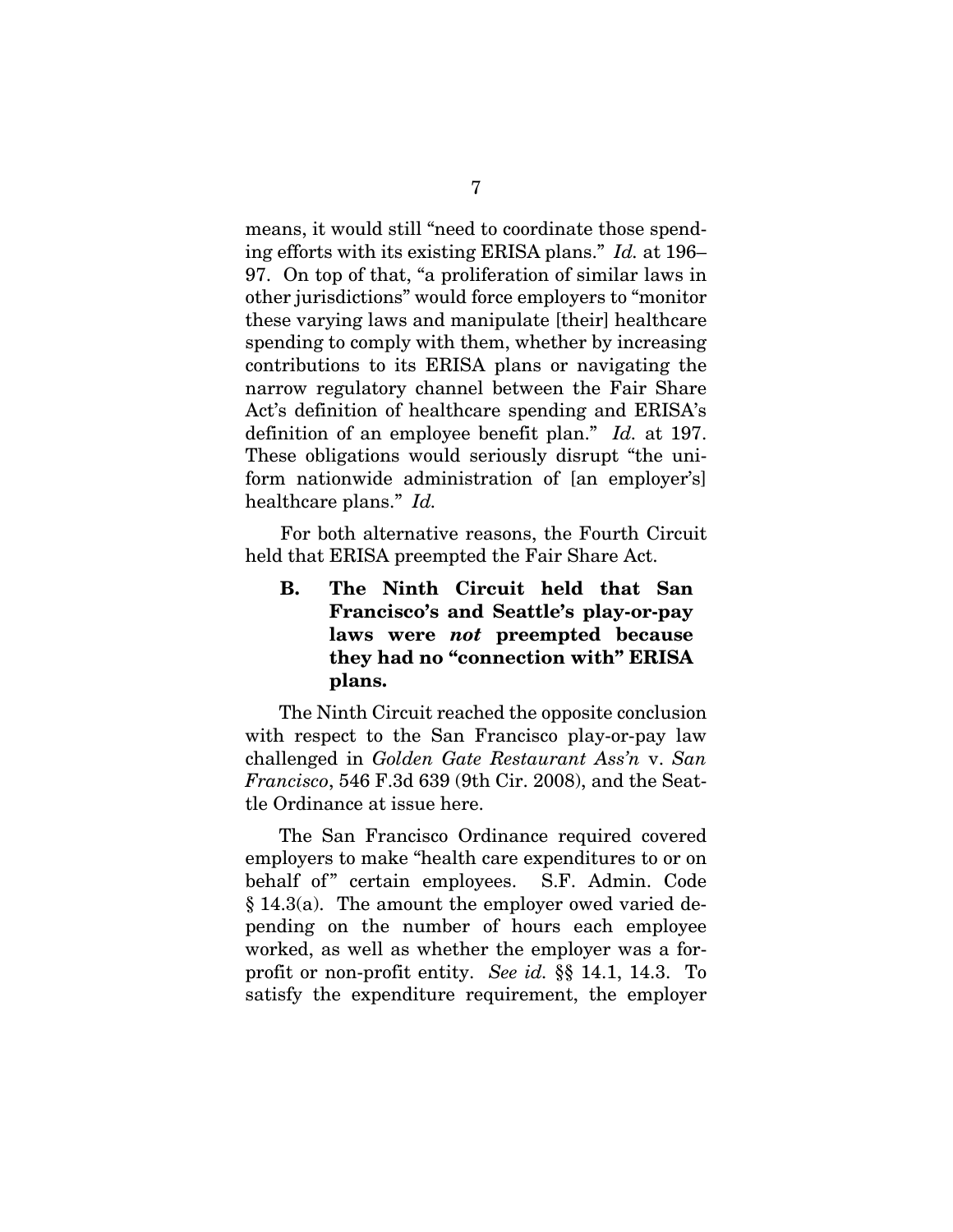means, it would still "need to coordinate those spending efforts with its existing ERISA plans." *Id.* at 196–97. On top of that, "a proliferation of similar laws in other jurisdictions" would force employers to "monitor these varying laws and manipulate [their] healthcare spending to comply with them, whether by increasing contributions to its ERISA plans or navigating the narrow regulatory channel between the Fair Share Act's definition of healthcare spending and ERISA's definition of an employee benefit plan." *Id.* at 197. These obligations would seriously disrupt "the uniform nationwide administration of [an employer's] healthcare plans." *Id.*

For both alternative reasons, the Fourth Circuit held that ERISA preempted the Fair Share Act.

### B. The Ninth Circuit held that San Francisco's and Seattle's play-or-pay laws were *not* preempted because they had no "connection with" ERISA plans.

The Ninth Circuit reached the opposite conclusion with respect to the San Francisco play-or-pay law challenged in *Golden Gate Restaurant Ass'n* v. *San Francisco*, 546 F.3d 639 (9th Cir. 2008), and the Seattle Ordinance at issue here.

The San Francisco Ordinance required covered employers to make "health care expenditures to or on behalf of" certain employees. S.F. Admin. Code § 14.3(a). The amount the employer owed varied depending on the number of hours each employee worked, as well as whether the employer was a for-profit or non-profit entity. *See id.* §§ 14.1, 14.3. To satisfy the expenditure requirement, the employer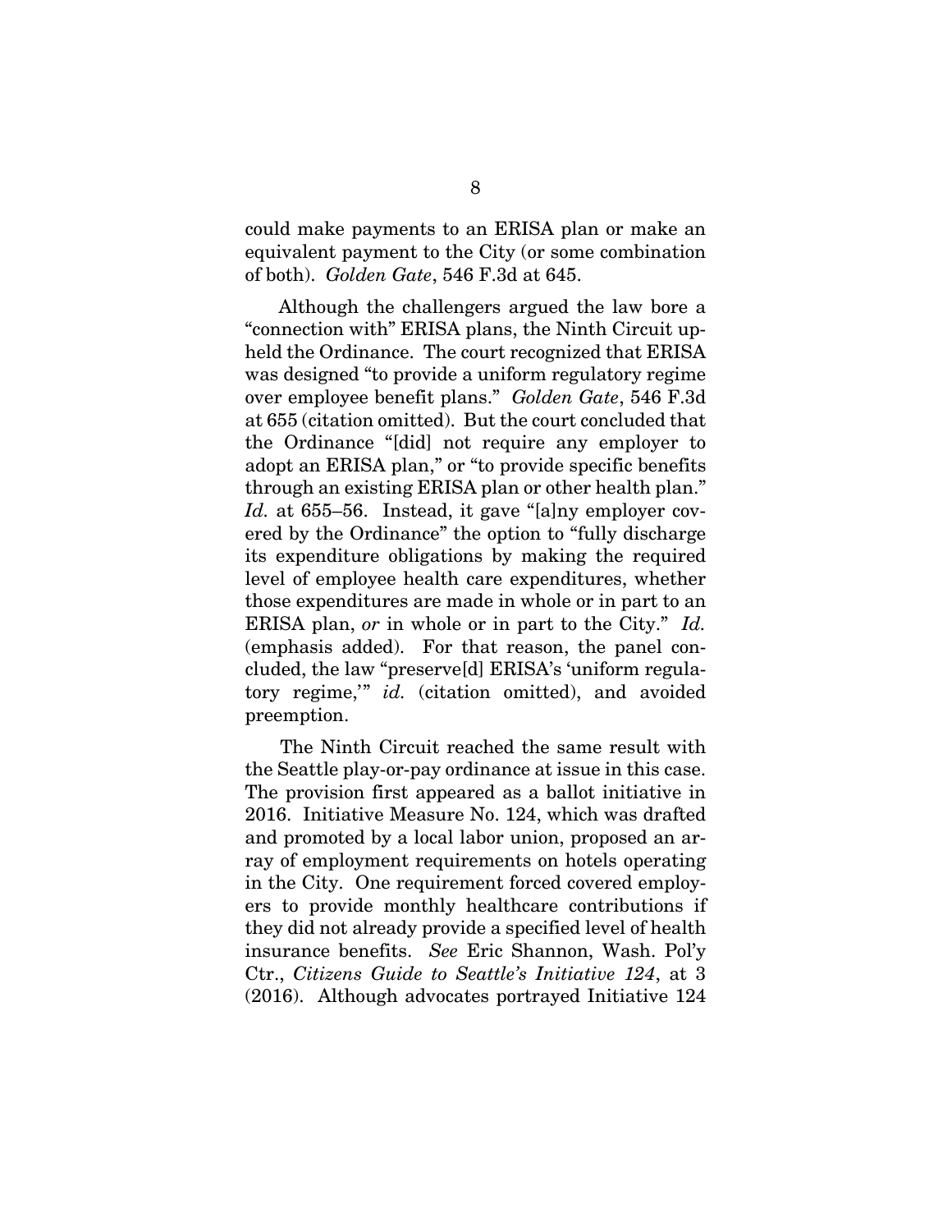could make payments to an ERISA plan or make an equivalent payment to the City (or some combination of both). *Golden Gate*, 546 F.3d at 645.

Although the challengers argued the law bore a "connection with" ERISA plans, the Ninth Circuit upheld the Ordinance. The court recognized that ERISA was designed "to provide a uniform regulatory regime over employee benefit plans." *Golden Gate*, 546 F.3d at 655 (citation omitted). But the court concluded that the Ordinance "[did] not require any employer to adopt an ERISA plan," or "to provide specific benefits through an existing ERISA plan or other health plan." *Id.* at 655–56. Instead, it gave "[a]ny employer covered by the Ordinance" the option to "fully discharge its expenditure obligations by making the required level of employee health care expenditures, whether those expenditures are made in whole or in part to an ERISA plan, *or* in whole or in part to the City." *Id.* (emphasis added). For that reason, the panel concluded, the law "preserve[d] ERISA's 'uniform regulatory regime,'" *id.* (citation omitted), and avoided preemption.

The Ninth Circuit reached the same result with the Seattle play-or-pay ordinance at issue in this case. The provision first appeared as a ballot initiative in 2016. Initiative Measure No. 124, which was drafted and promoted by a local labor union, proposed an array of employment requirements on hotels operating in the City. One requirement forced covered employers to provide monthly healthcare contributions if they did not already provide a specified level of health insurance benefits. *See* Eric Shannon, Wash. Pol'y Ctr., *Citizens Guide to Seattle's Initiative 124*, at 3 (2016). Although advocates portrayed Initiative 124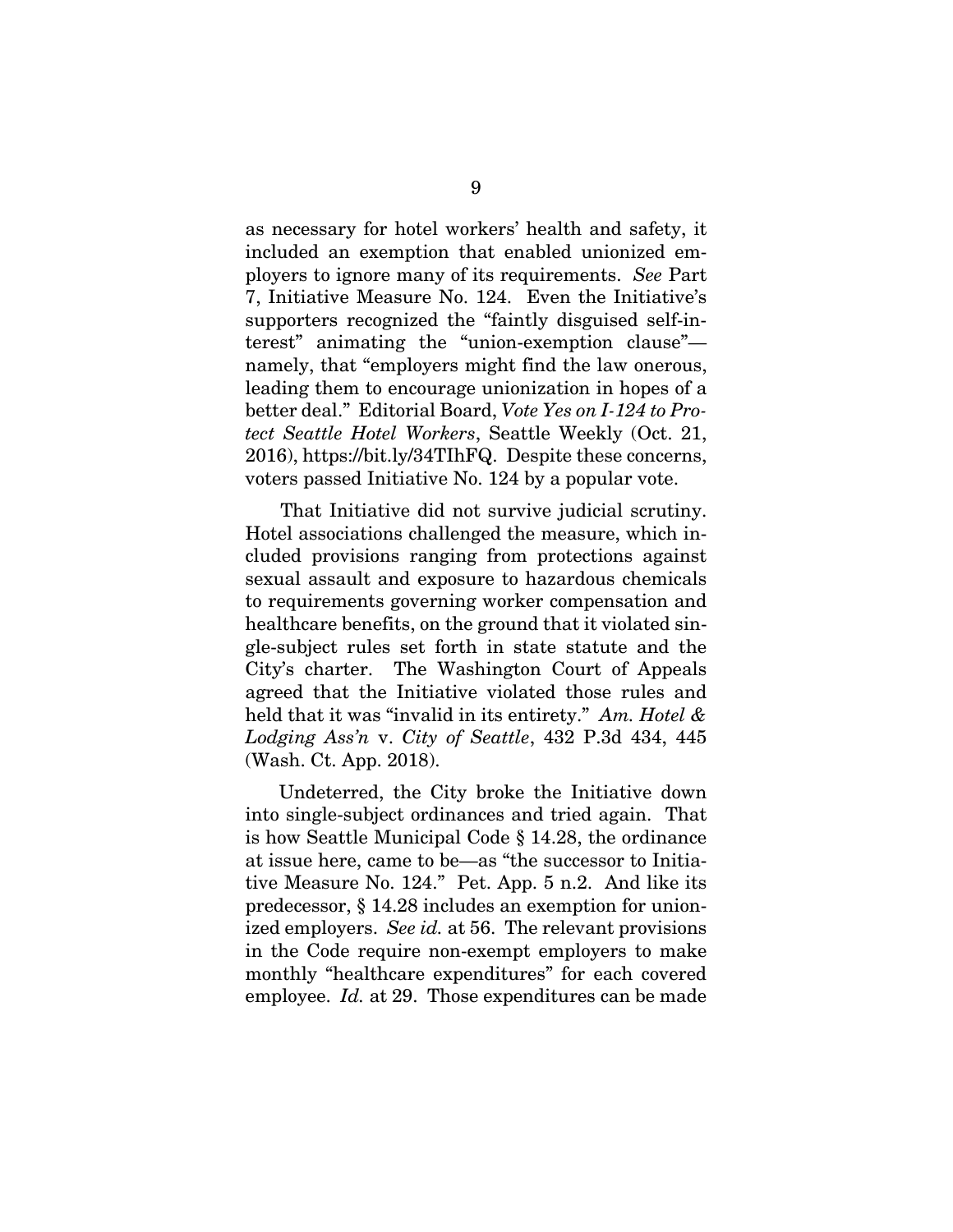as necessary for hotel workers' health and safety, it included an exemption that enabled unionized employers to ignore many of its requirements. *See* Part 7, Initiative Measure No. 124. Even the Initiative's supporters recognized the "faintly disguised self-interest" animating the "union-exemption clause"—namely, that "employers might find the law onerous, leading them to encourage unionization in hopes of a better deal." Editorial Board, *Vote Yes on I-124 to Protect Seattle Hotel Workers*, Seattle Weekly (Oct. 21, 2016), https://bit.ly/34TIhFQ. Despite these concerns, voters passed Initiative No. 124 by a popular vote.

That Initiative did not survive judicial scrutiny. Hotel associations challenged the measure, which included provisions ranging from protections against sexual assault and exposure to hazardous chemicals to requirements governing worker compensation and healthcare benefits, on the ground that it violated single-subject rules set forth in state statute and the City's charter. The Washington Court of Appeals agreed that the Initiative violated those rules and held that it was "invalid in its entirety." *Am. Hotel & Lodging Ass'n* v. *City of Seattle*, 432 P.3d 434, 445 (Wash. Ct. App. 2018).

Undeterred, the City broke the Initiative down into single-subject ordinances and tried again. That is how Seattle Municipal Code § 14.28, the ordinance at issue here, came to be—as "the successor to Initiative Measure No. 124." Pet. App. 5 n.2. And like its predecessor, § 14.28 includes an exemption for unionized employers. *See id.* at 56. The relevant provisions in the Code require non-exempt employers to make monthly "healthcare expenditures" for each covered employee. *Id.* at 29. Those expenditures can be made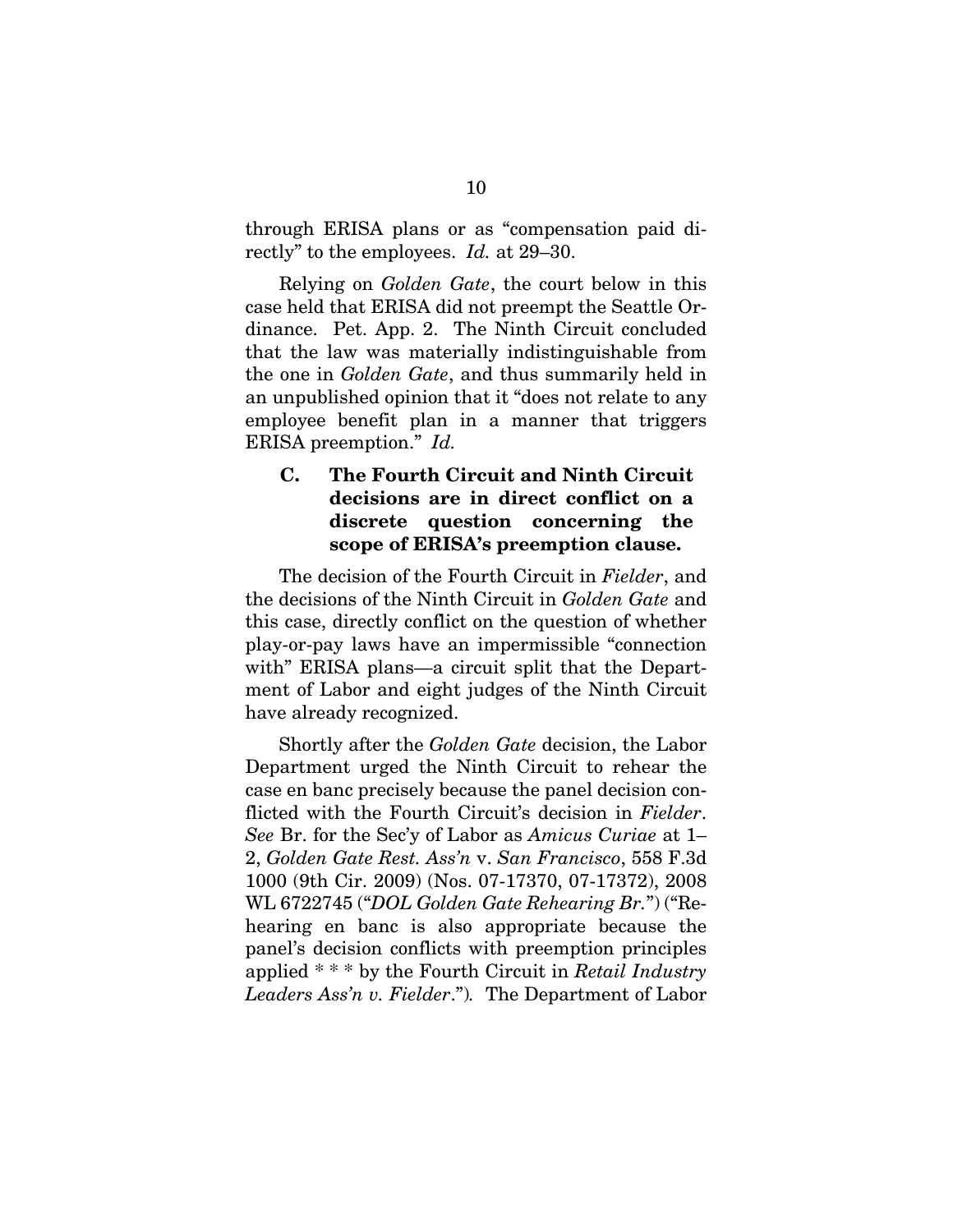through ERISA plans or as "compensation paid directly" to the employees. *Id.* at 29–30.

Relying on *Golden Gate*, the court below in this case held that ERISA did not preempt the Seattle Ordinance. Pet. App. 2. The Ninth Circuit concluded that the law was materially indistinguishable from the one in *Golden Gate*, and thus summarily held in an unpublished opinion that it "does not relate to any employee benefit plan in a manner that triggers ERISA preemption." *Id.*

### C. The Fourth Circuit and Ninth Circuit decisions are in direct conflict on a discrete question concerning the scope of ERISA's preemption clause.

The decision of the Fourth Circuit in *Fielder*, and the decisions of the Ninth Circuit in *Golden Gate* and this case, directly conflict on the question of whether play-or-pay laws have an impermissible "connection with" ERISA plans—a circuit split that the Department of Labor and eight judges of the Ninth Circuit have already recognized.

Shortly after the *Golden Gate* decision, the Labor Department urged the Ninth Circuit to rehear the case en banc precisely because the panel decision conflicted with the Fourth Circuit's decision in *Fielder*. *See* Br. for the Sec'y of Labor as *Amicus Curiae* at 1–2, *Golden Gate Rest. Ass'n* v. *San Francisco*, 558 F.3d 1000 (9th Cir. 2009) (Nos. 07-17370, 07-17372), 2008 WL 6722745 ("*DOL Golden Gate Rehearing Br.*") ("Rehearing en banc is also appropriate because the panel's decision conflicts with preemption principles applied * * * by the Fourth Circuit in *Retail Industry Leaders Ass'n v. Fielder*."). The Department of Labor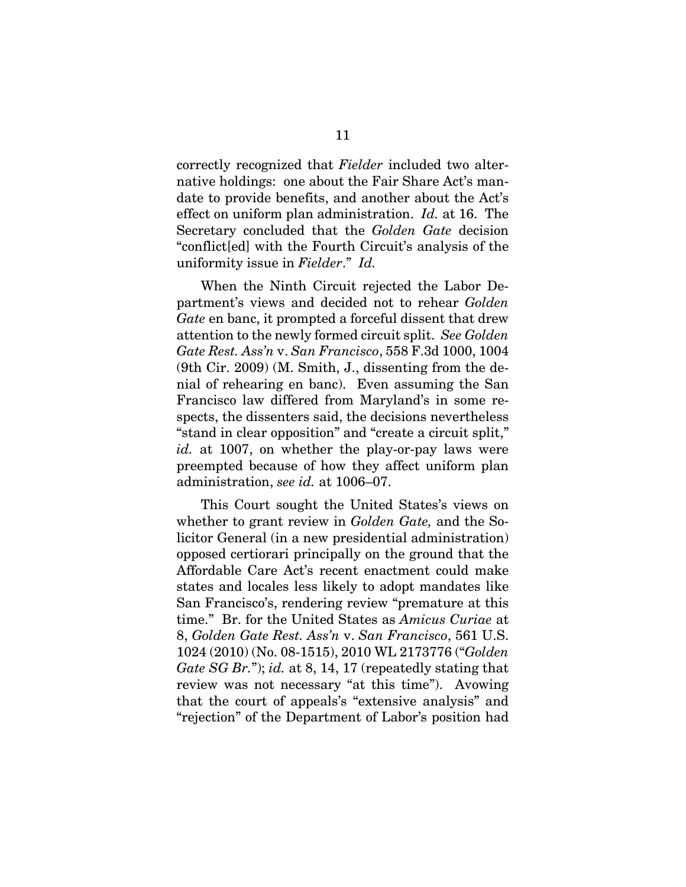correctly recognized that *Fielder* included two alternative holdings: one about the Fair Share Act's mandate to provide benefits, and another about the Act's effect on uniform plan administration. *Id.* at 16. The Secretary concluded that the *Golden Gate* decision "conflict[ed] with the Fourth Circuit's analysis of the uniformity issue in *Fielder*." *Id.*

When the Ninth Circuit rejected the Labor Department's views and decided not to rehear *Golden Gate* en banc, it prompted a forceful dissent that drew attention to the newly formed circuit split. *See Golden Gate Rest. Ass'n* v. *San Francisco*, 558 F.3d 1000, 1004 (9th Cir. 2009) (M. Smith, J., dissenting from the denial of rehearing en banc). Even assuming the San Francisco law differed from Maryland's in some respects, the dissenters said, the decisions nevertheless "stand in clear opposition" and "create a circuit split," *id.* at 1007, on whether the play-or-pay laws were preempted because of how they affect uniform plan administration, *see id.* at 1006–07.

This Court sought the United States's views on whether to grant review in *Golden Gate,* and the Solicitor General (in a new presidential administration) opposed certiorari principally on the ground that the Affordable Care Act's recent enactment could make states and locales less likely to adopt mandates like San Francisco's, rendering review "premature at this time." Br. for the United States as *Amicus Curiae* at 8, *Golden Gate Rest. Ass'n* v. *San Francisco*, 561 U.S. 1024 (2010) (No. 08-1515), 2010 WL 2173776 ("*Golden Gate SG Br.*"); *id.* at 8, 14, 17 (repeatedly stating that review was not necessary "at this time"). Avowing that the court of appeals's "extensive analysis" and "rejection" of the Department of Labor's position had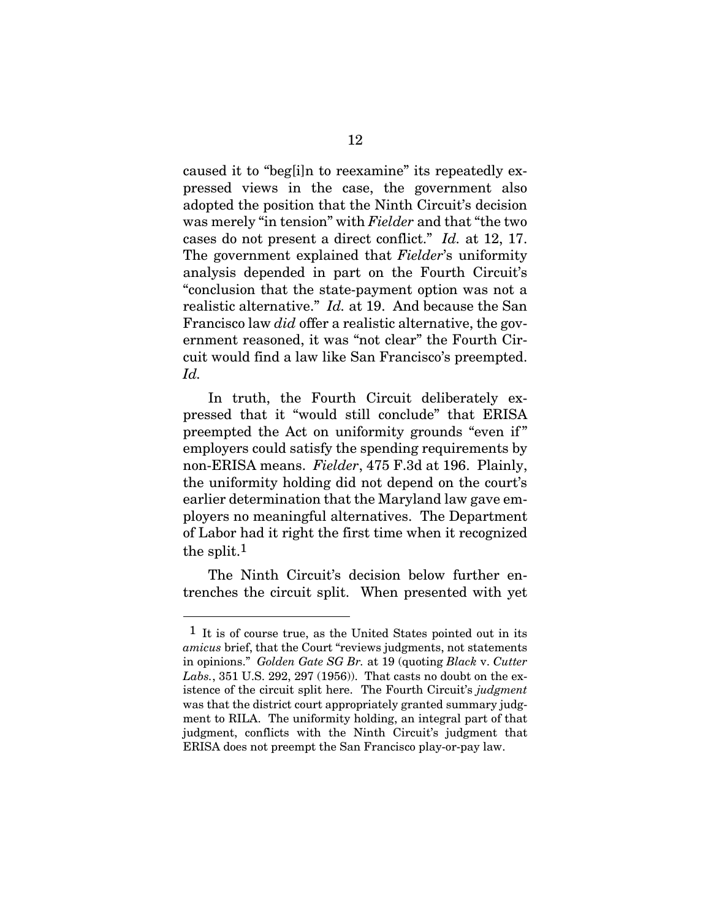caused it to "beg[i]n to reexamine" its repeatedly expressed views in the case, the government also adopted the position that the Ninth Circuit's decision was merely "in tension" with *Fielder* and that "the two cases do not present a direct conflict." *Id.* at 12, 17. The government explained that *Fielder*'s uniformity analysis depended in part on the Fourth Circuit's "conclusion that the state-payment option was not a realistic alternative." *Id.* at 19. And because the San Francisco law *did* offer a realistic alternative, the government reasoned, it was "not clear" the Fourth Circuit would find a law like San Francisco's preempted. *Id.*

In truth, the Fourth Circuit deliberately expressed that it "would still conclude" that ERISA preempted the Act on uniformity grounds "even if" employers could satisfy the spending requirements by non-ERISA means. *Fielder*, 475 F.3d at 196. Plainly, the uniformity holding did not depend on the court's earlier determination that the Maryland law gave employers no meaningful alternatives. The Department of Labor had it right the first time when it recognized the split.[1]

The Ninth Circuit's decision below further entrenches the circuit split. When presented with yet

---

[1] It is of course true, as the United States pointed out in its *amicus* brief, that the Court "reviews judgments, not statements in opinions." *Golden Gate SG Br.* at 19 (quoting *Black* v. *Cutter Labs.*, 351 U.S. 292, 297 (1956)). That casts no doubt on the existence of the circuit split here. The Fourth Circuit's *judgment* was that the district court appropriately granted summary judgment to RILA. The uniformity holding, an integral part of that judgment, conflicts with the Ninth Circuit's judgment that ERISA does not preempt the San Francisco play-or-pay law.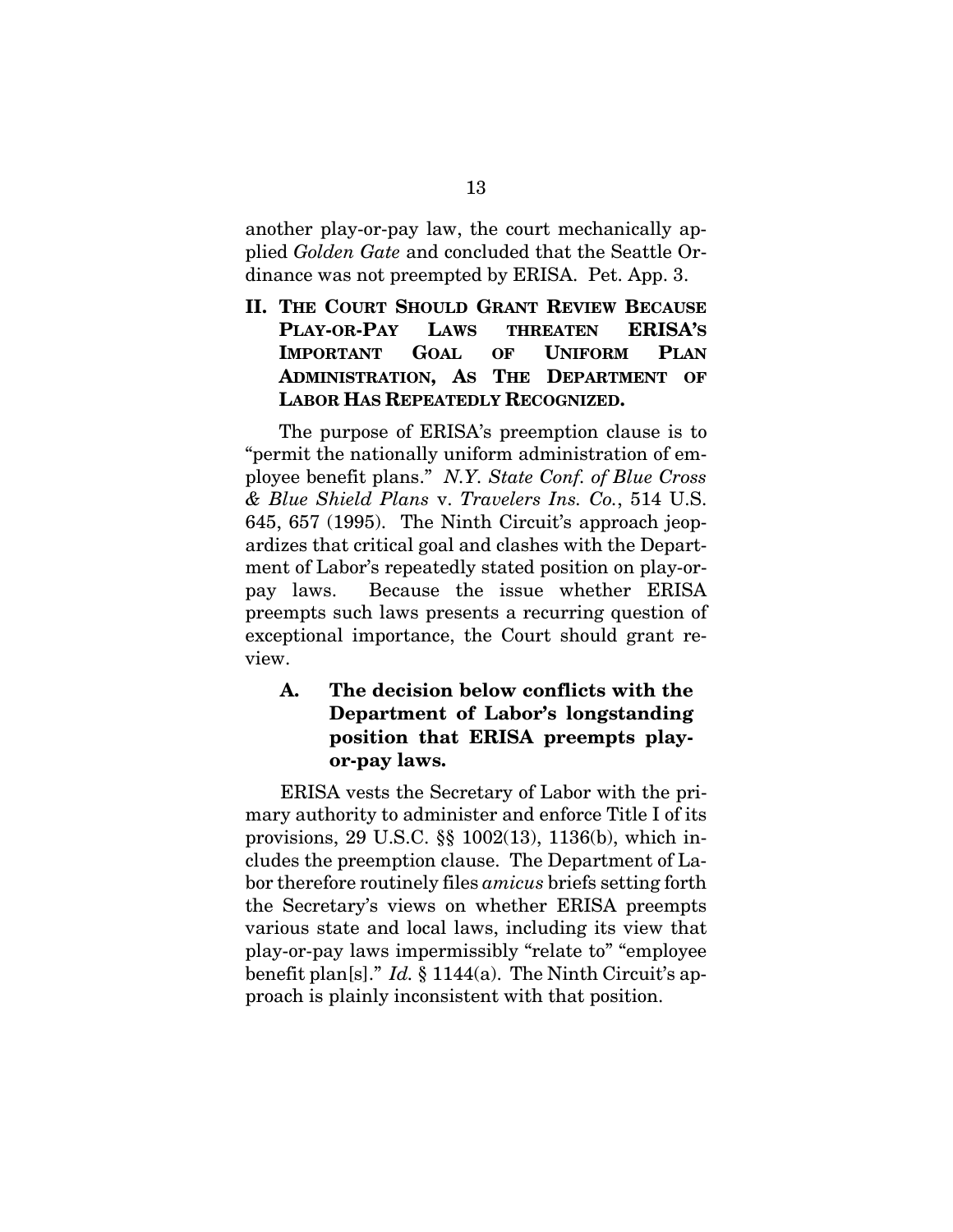another play-or-pay law, the court mechanically applied *Golden Gate* and concluded that the Seattle Ordinance was not preempted by ERISA. Pet. App. 3.

## II. THE COURT SHOULD GRANT REVIEW BECAUSE PLAY-OR-PAY LAWS THREATEN ERISA'S IMPORTANT GOAL OF UNIFORM PLAN ADMINISTRATION, AS THE DEPARTMENT OF LABOR HAS REPEATEDLY RECOGNIZED.

The purpose of ERISA's preemption clause is to "permit the nationally uniform administration of employee benefit plans." *N.Y. State Conf. of Blue Cross & Blue Shield Plans* v. *Travelers Ins. Co.*, 514 U.S. 645, 657 (1995). The Ninth Circuit's approach jeopardizes that critical goal and clashes with the Department of Labor's repeatedly stated position on play-or-pay laws. Because the issue whether ERISA preempts such laws presents a recurring question of exceptional importance, the Court should grant review.

### A. The decision below conflicts with the Department of Labor's longstanding position that ERISA preempts play-or-pay laws.

ERISA vests the Secretary of Labor with the primary authority to administer and enforce Title I of its provisions, 29 U.S.C. §§ 1002(13), 1136(b), which includes the preemption clause. The Department of Labor therefore routinely files *amicus* briefs setting forth the Secretary's views on whether ERISA preempts various state and local laws, including its view that play-or-pay laws impermissibly "relate to" "employee benefit plan[s]." *Id.* § 1144(a). The Ninth Circuit's approach is plainly inconsistent with that position.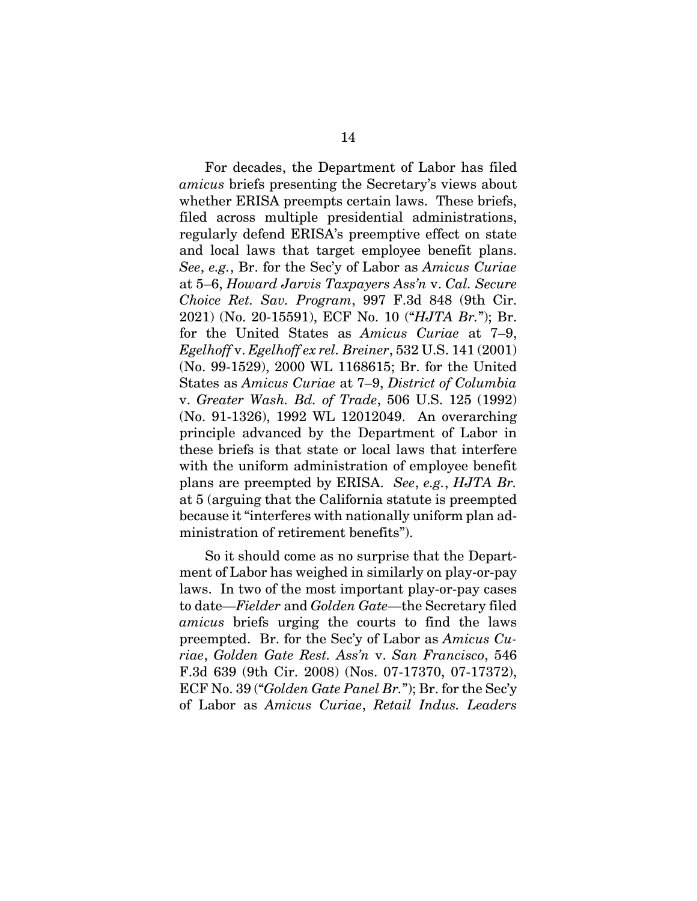For decades, the Department of Labor has filed *amicus* briefs presenting the Secretary's views about whether ERISA preempts certain laws. These briefs, filed across multiple presidential administrations, regularly defend ERISA's preemptive effect on state and local laws that target employee benefit plans. *See*, *e.g.*, Br. for the Sec'y of Labor as *Amicus Curiae* at 5–6, *Howard Jarvis Taxpayers Ass'n* v. *Cal. Secure Choice Ret. Sav. Program*, 997 F.3d 848 (9th Cir. 2021) (No. 20-15591), ECF No. 10 ("*HJTA Br.*"); Br. for the United States as *Amicus Curiae* at 7–9, *Egelhoff* v. *Egelhoff ex rel. Breiner*, 532 U.S. 141 (2001) (No. 99-1529), 2000 WL 1168615; Br. for the United States as *Amicus Curiae* at 7–9, *District of Columbia* v. *Greater Wash. Bd. of Trade*, 506 U.S. 125 (1992) (No. 91-1326), 1992 WL 12012049. An overarching principle advanced by the Department of Labor in these briefs is that state or local laws that interfere with the uniform administration of employee benefit plans are preempted by ERISA. *See*, *e.g.*, *HJTA Br.* at 5 (arguing that the California statute is preempted because it "interferes with nationally uniform plan administration of retirement benefits").

So it should come as no surprise that the Department of Labor has weighed in similarly on play-or-pay laws. In two of the most important play-or-pay cases to date—*Fielder* and *Golden Gate*—the Secretary filed *amicus* briefs urging the courts to find the laws preempted. Br. for the Sec'y of Labor as *Amicus Curiae*, *Golden Gate Rest. Ass'n* v. *San Francisco*, 546 F.3d 639 (9th Cir. 2008) (Nos. 07-17370, 07-17372), ECF No. 39 ("*Golden Gate Panel Br.*"); Br. for the Sec'y of Labor as *Amicus Curiae*, *Retail Indus. Leaders*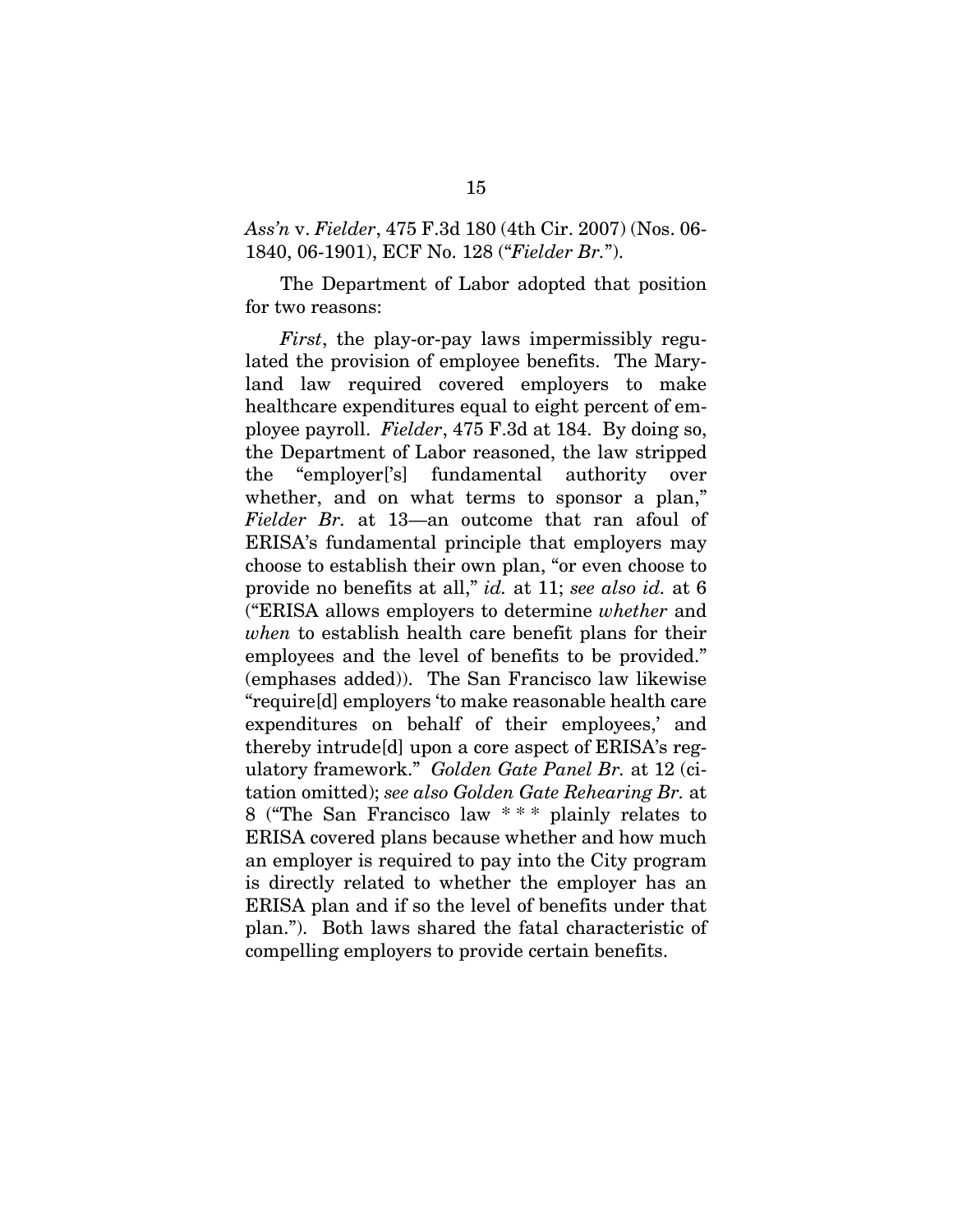*Ass'n* v. *Fielder*, 475 F.3d 180 (4th Cir. 2007) (Nos. 06-1840, 06-1901), ECF No. 128 ("*Fielder Br.*").

The Department of Labor adopted that position for two reasons:

*First*, the play-or-pay laws impermissibly regulated the provision of employee benefits. The Maryland law required covered employers to make healthcare expenditures equal to eight percent of employee payroll. *Fielder*, 475 F.3d at 184. By doing so, the Department of Labor reasoned, the law stripped the "employer['s] fundamental authority over whether, and on what terms to sponsor a plan," *Fielder Br.* at 13—an outcome that ran afoul of ERISA's fundamental principle that employers may choose to establish their own plan, "or even choose to provide no benefits at all," *id.* at 11; *see also id.* at 6 ("ERISA allows employers to determine *whether* and *when* to establish health care benefit plans for their employees and the level of benefits to be provided." (emphases added)). The San Francisco law likewise "require[d] employers 'to make reasonable health care expenditures on behalf of their employees,' and thereby intrude[d] upon a core aspect of ERISA's regulatory framework." *Golden Gate Panel Br.* at 12 (citation omitted); *see also Golden Gate Rehearing Br.* at 8 ("The San Francisco law * * * plainly relates to ERISA covered plans because whether and how much an employer is required to pay into the City program is directly related to whether the employer has an ERISA plan and if so the level of benefits under that plan."). Both laws shared the fatal characteristic of compelling employers to provide certain benefits.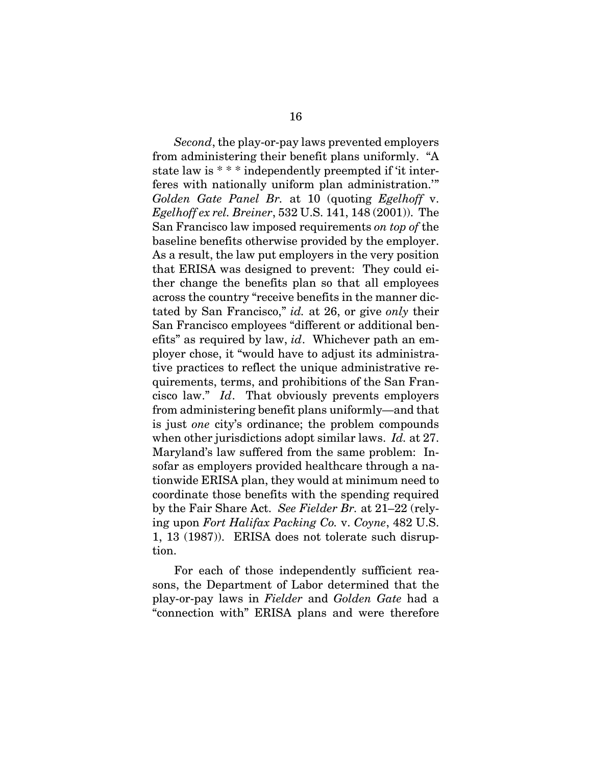*Second*, the play-or-pay laws prevented employers from administering their benefit plans uniformly. "A state law is * * * independently preempted if 'it interferes with nationally uniform plan administration.'" *Golden Gate Panel Br.* at 10 (quoting *Egelhoff* v. *Egelhoff ex rel. Breiner*, 532 U.S. 141, 148 (2001)). The San Francisco law imposed requirements *on top of* the baseline benefits otherwise provided by the employer. As a result, the law put employers in the very position that ERISA was designed to prevent: They could either change the benefits plan so that all employees across the country "receive benefits in the manner dictated by San Francisco," *id.* at 26, or give *only* their San Francisco employees "different or additional benefits" as required by law, *id*. Whichever path an employer chose, it "would have to adjust its administrative practices to reflect the unique administrative requirements, terms, and prohibitions of the San Francisco law." *Id*. That obviously prevents employers from administering benefit plans uniformly—and that is just *one* city's ordinance; the problem compounds when other jurisdictions adopt similar laws. *Id.* at 27. Maryland's law suffered from the same problem: Insofar as employers provided healthcare through a nationwide ERISA plan, they would at minimum need to coordinate those benefits with the spending required by the Fair Share Act. *See Fielder Br.* at 21–22 (relying upon *Fort Halifax Packing Co.* v. *Coyne*, 482 U.S. 1, 13 (1987)). ERISA does not tolerate such disruption.

For each of those independently sufficient reasons, the Department of Labor determined that the play-or-pay laws in *Fielder* and *Golden Gate* had a "connection with" ERISA plans and were therefore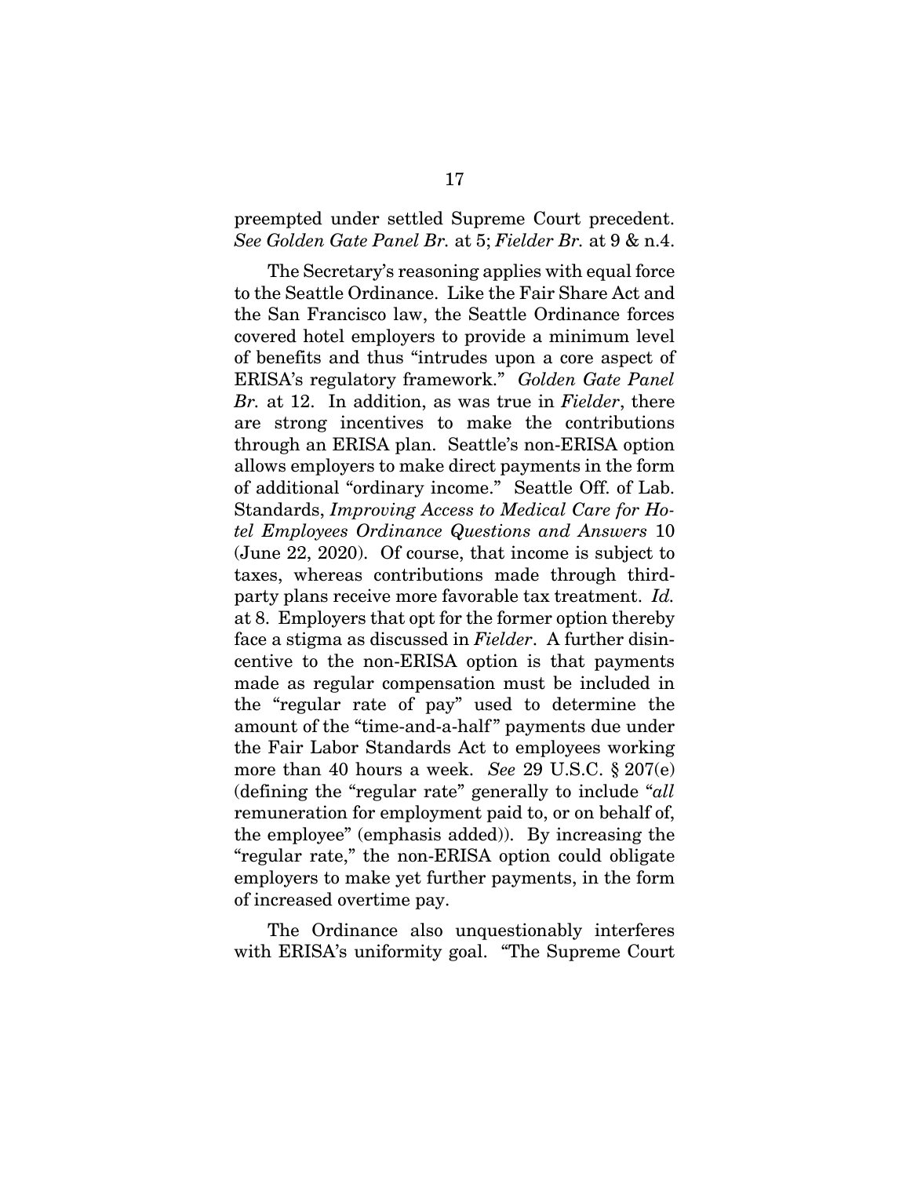preempted under settled Supreme Court precedent. *See Golden Gate Panel Br.* at 5; *Fielder Br.* at 9 & n.4.

The Secretary's reasoning applies with equal force to the Seattle Ordinance. Like the Fair Share Act and the San Francisco law, the Seattle Ordinance forces covered hotel employers to provide a minimum level of benefits and thus "intrudes upon a core aspect of ERISA's regulatory framework." *Golden Gate Panel Br.* at 12. In addition, as was true in *Fielder*, there are strong incentives to make the contributions through an ERISA plan. Seattle's non-ERISA option allows employers to make direct payments in the form of additional "ordinary income." Seattle Off. of Lab. Standards, *Improving Access to Medical Care for Hotel Employees Ordinance Questions and Answers* 10 (June 22, 2020). Of course, that income is subject to taxes, whereas contributions made through third-party plans receive more favorable tax treatment. *Id.* at 8. Employers that opt for the former option thereby face a stigma as discussed in *Fielder*. A further disincentive to the non-ERISA option is that payments made as regular compensation must be included in the "regular rate of pay" used to determine the amount of the "time-and-a-half" payments due under the Fair Labor Standards Act to employees working more than 40 hours a week. *See* 29 U.S.C. § 207(e) (defining the "regular rate" generally to include "*all* remuneration for employment paid to, or on behalf of, the employee" (emphasis added)). By increasing the "regular rate," the non-ERISA option could obligate employers to make yet further payments, in the form of increased overtime pay.

The Ordinance also unquestionably interferes with ERISA's uniformity goal. "The Supreme Court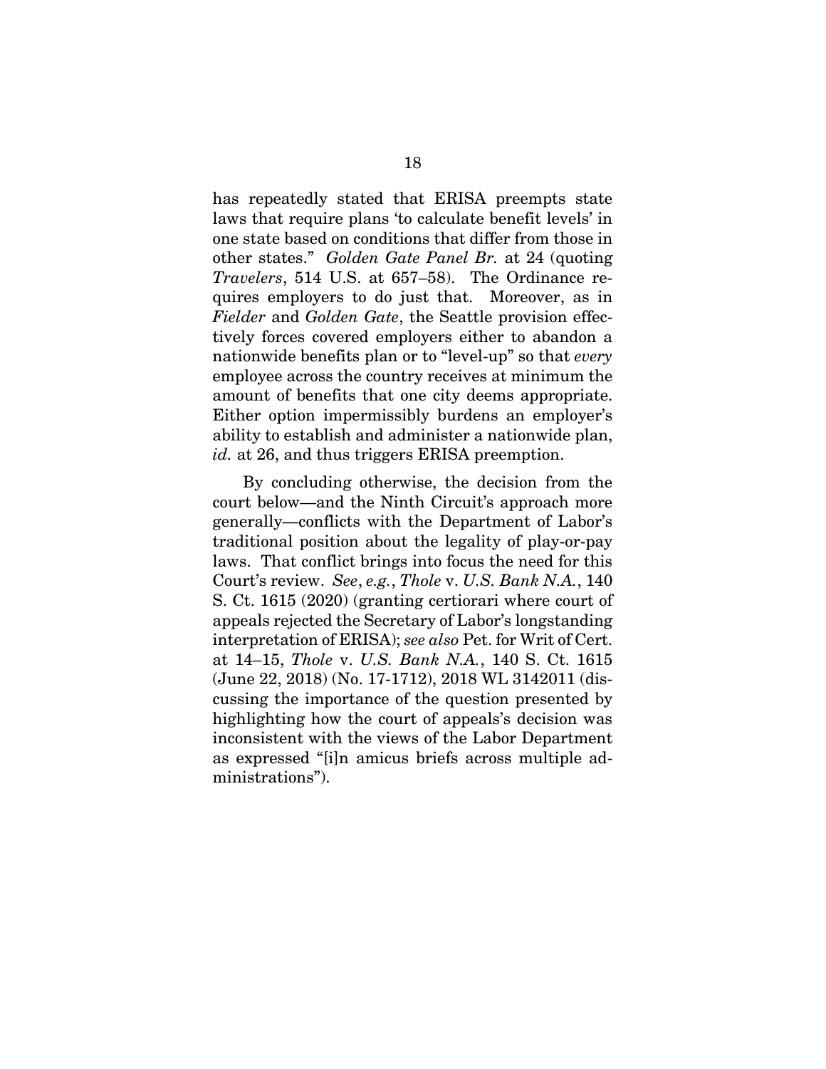has repeatedly stated that ERISA preempts state laws that require plans 'to calculate benefit levels' in one state based on conditions that differ from those in other states." *Golden Gate Panel Br.* at 24 (quoting *Travelers*, 514 U.S. at 657–58). The Ordinance requires employers to do just that. Moreover, as in *Fielder* and *Golden Gate*, the Seattle provision effectively forces covered employers either to abandon a nationwide benefits plan or to "level-up" so that *every* employee across the country receives at minimum the amount of benefits that one city deems appropriate. Either option impermissibly burdens an employer's ability to establish and administer a nationwide plan, *id.* at 26, and thus triggers ERISA preemption.

By concluding otherwise, the decision from the court below—and the Ninth Circuit's approach more generally—conflicts with the Department of Labor's traditional position about the legality of play-or-pay laws. That conflict brings into focus the need for this Court's review. *See*, *e.g.*, *Thole* v. *U.S. Bank N.A.*, 140 S. Ct. 1615 (2020) (granting certiorari where court of appeals rejected the Secretary of Labor's longstanding interpretation of ERISA); *see also* Pet. for Writ of Cert. at 14–15, *Thole* v. *U.S. Bank N.A.*, 140 S. Ct. 1615 (June 22, 2018) (No. 17-1712), 2018 WL 3142011 (discussing the importance of the question presented by highlighting how the court of appeals's decision was inconsistent with the views of the Labor Department as expressed "[i]n amicus briefs across multiple administrations").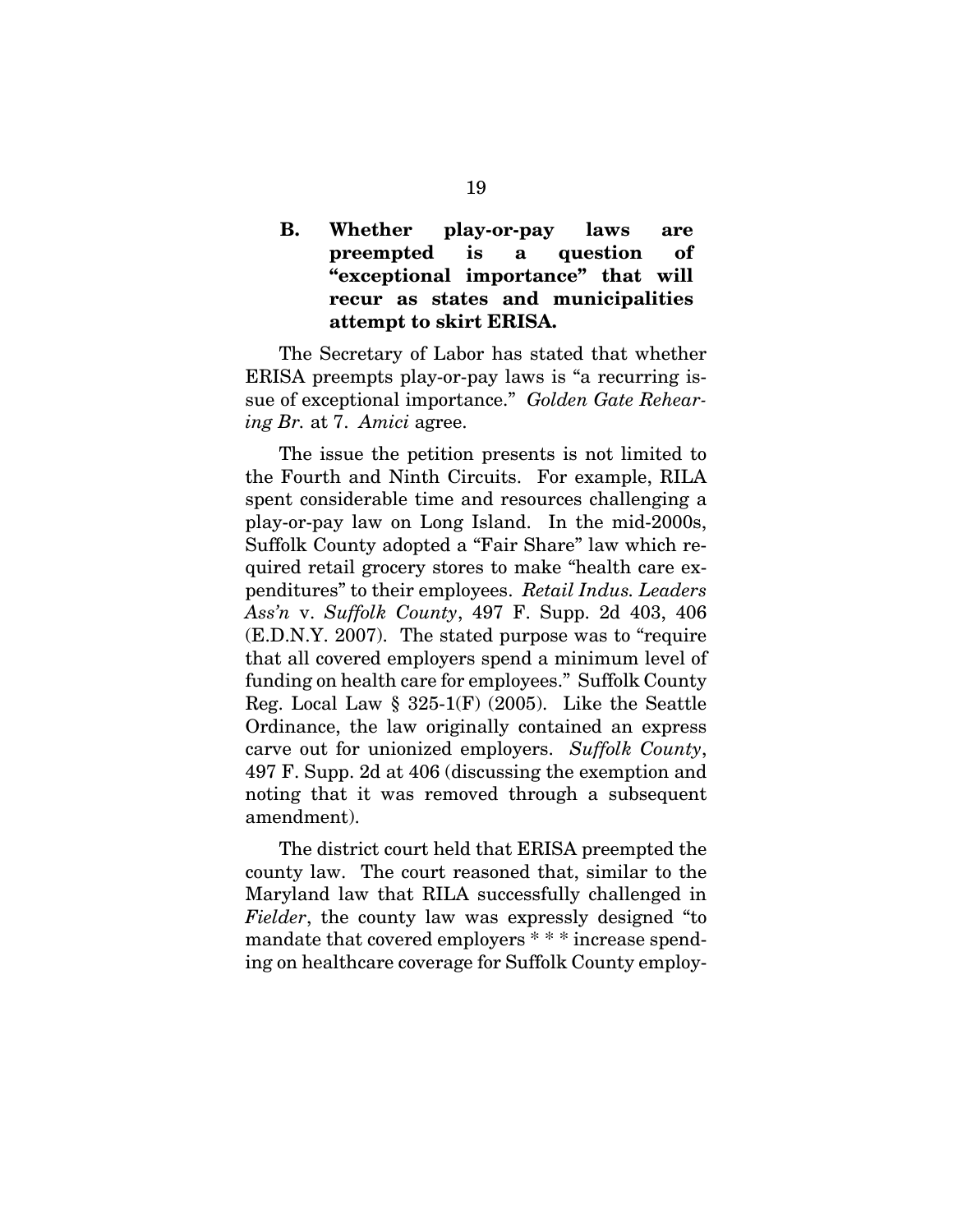### B. Whether play-or-pay laws are preempted is a question of "exceptional importance" that will recur as states and municipalities attempt to skirt ERISA.

The Secretary of Labor has stated that whether ERISA preempts play-or-pay laws is "a recurring issue of exceptional importance." *Golden Gate Rehearing Br.* at 7. *Amici* agree.

The issue the petition presents is not limited to the Fourth and Ninth Circuits. For example, RILA spent considerable time and resources challenging a play-or-pay law on Long Island. In the mid-2000s, Suffolk County adopted a "Fair Share" law which required retail grocery stores to make "health care expenditures" to their employees. *Retail Indus. Leaders Ass'n* v. *Suffolk County*, 497 F. Supp. 2d 403, 406 (E.D.N.Y. 2007). The stated purpose was to "require that all covered employers spend a minimum level of funding on health care for employees." Suffolk County Reg. Local Law § 325-1(F) (2005). Like the Seattle Ordinance, the law originally contained an express carve out for unionized employers. *Suffolk County*, 497 F. Supp. 2d at 406 (discussing the exemption and noting that it was removed through a subsequent amendment).

The district court held that ERISA preempted the county law. The court reasoned that, similar to the Maryland law that RILA successfully challenged in *Fielder*, the county law was expressly designed "to mandate that covered employers * * * increase spending on healthcare coverage for Suffolk County employ-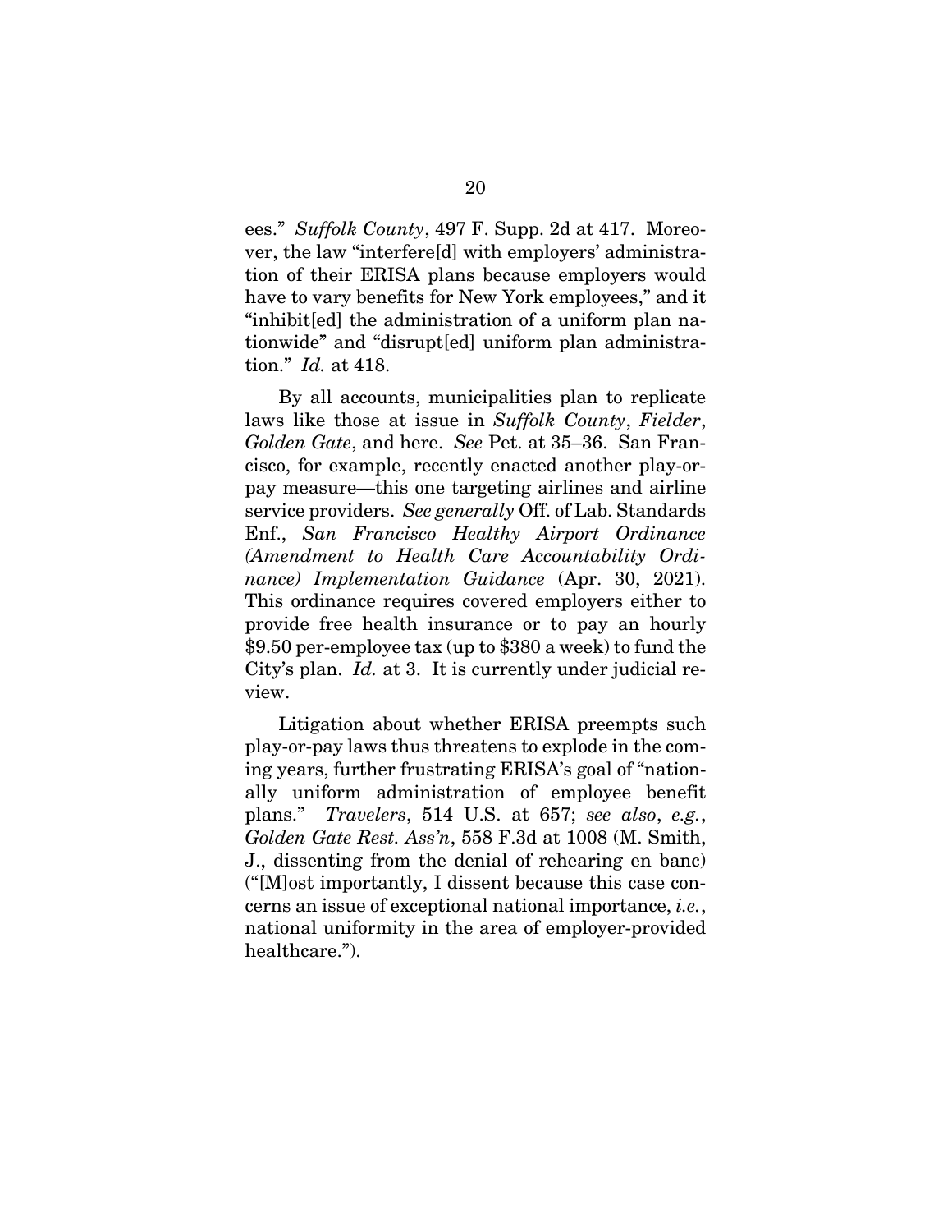ees." *Suffolk County*, 497 F. Supp. 2d at 417. Moreover, the law "interfere[d] with employers' administration of their ERISA plans because employers would have to vary benefits for New York employees," and it "inhibit[ed] the administration of a uniform plan nationwide" and "disrupt[ed] uniform plan administration." *Id.* at 418.

By all accounts, municipalities plan to replicate laws like those at issue in *Suffolk County*, *Fielder*, *Golden Gate*, and here. *See* Pet. at 35–36. San Francisco, for example, recently enacted another play-or-pay measure—this one targeting airlines and airline service providers. *See generally* Off. of Lab. Standards Enf., *San Francisco Healthy Airport Ordinance (Amendment to Health Care Accountability Ordinance) Implementation Guidance* (Apr. 30, 2021). This ordinance requires covered employers either to provide free health insurance or to pay an hourly \$9.50 per-employee tax (up to \$380 a week) to fund the City's plan. *Id.* at 3. It is currently under judicial review.

Litigation about whether ERISA preempts such play-or-pay laws thus threatens to explode in the coming years, further frustrating ERISA's goal of "nationally uniform administration of employee benefit plans." *Travelers*, 514 U.S. at 657; *see also*, *e.g.*, *Golden Gate Rest. Ass'n*, 558 F.3d at 1008 (M. Smith, J., dissenting from the denial of rehearing en banc) ("[M]ost importantly, I dissent because this case concerns an issue of exceptional national importance, *i.e.*, national uniformity in the area of employer-provided healthcare.").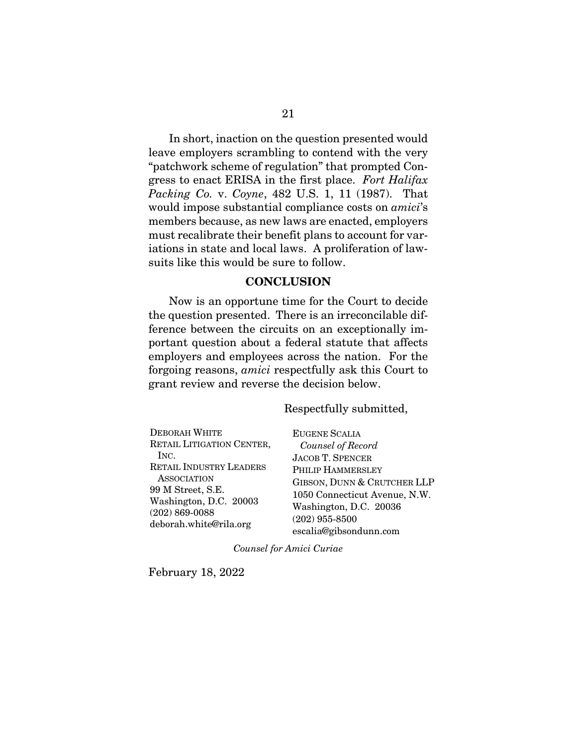In short, inaction on the question presented would leave employers scrambling to contend with the very "patchwork scheme of regulation" that prompted Congress to enact ERISA in the first place. *Fort Halifax Packing Co.* v. *Coyne*, 482 U.S. 1, 11 (1987). That would impose substantial compliance costs on *amici*'s members because, as new laws are enacted, employers must recalibrate their benefit plans to account for variations in state and local laws. A proliferation of lawsuits like this would be sure to follow.

## CONCLUSION

Now is an opportune time for the Court to decide the question presented. There is an irreconcilable difference between the circuits on an exceptionally important question about a federal statute that affects employers and employees across the nation. For the forgoing reasons, *amici* respectfully ask this Court to grant review and reverse the decision below.

Respectfully submitted,

DEBORAH WHITE
RETAIL LITIGATION CENTER, INC.
RETAIL INDUSTRY LEADERS ASSOCIATION
99 M Street, S.E.
Washington, D.C. 20003
(202) 869-0088
deborah.white@rila.org

EUGENE SCALIA
*Counsel of Record*
JACOB T. SPENCER
PHILIP HAMMERSLEY
GIBSON, DUNN & CRUTCHER LLP
1050 Connecticut Avenue, N.W.
Washington, D.C. 20036
(202) 955-8500
escalia@gibsondunn.com

*Counsel for Amici Curiae*

February 18, 2022